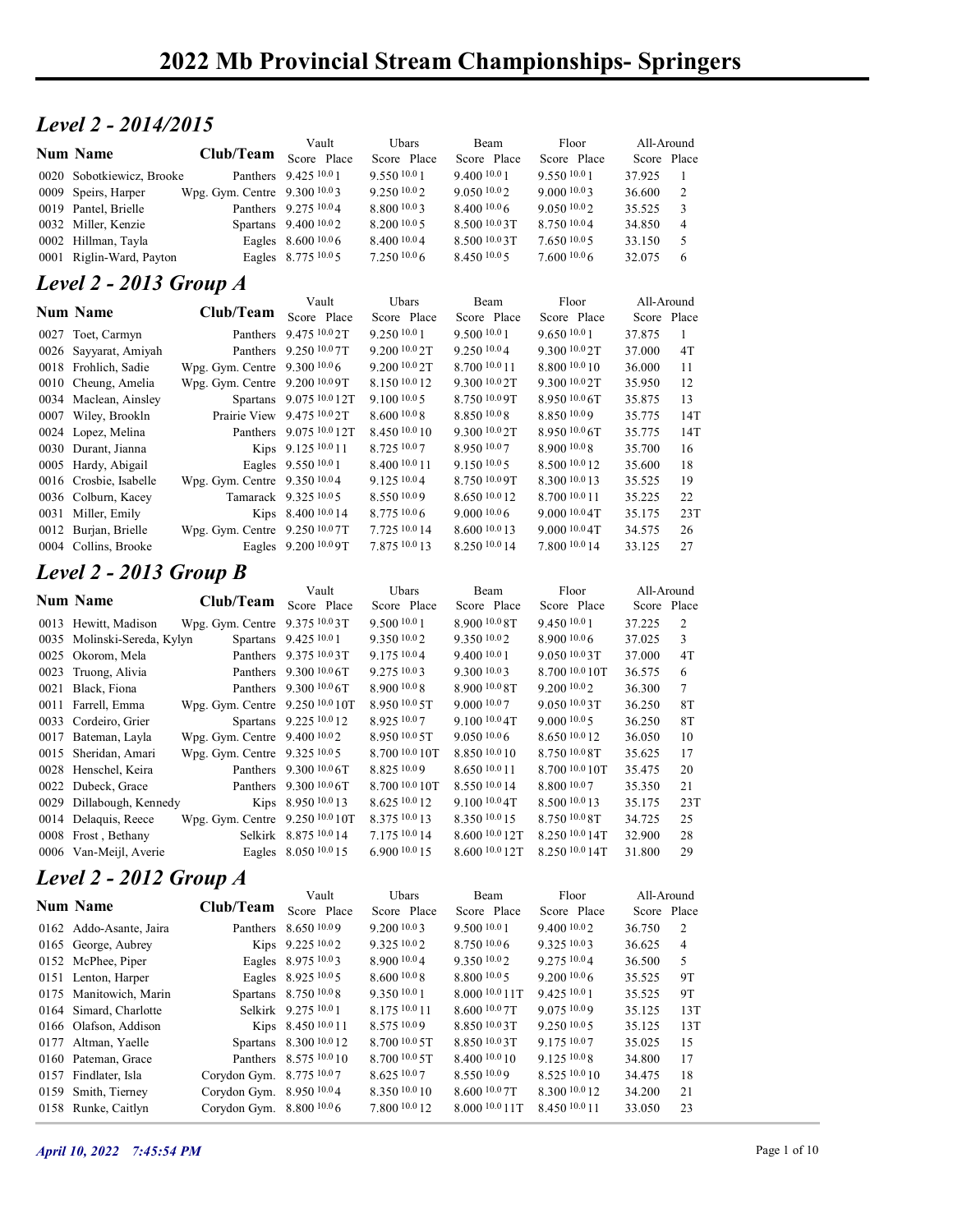# 2022 Mb Provincial Stream Championships- Springers

## *Level 2 - 2014/2015*

| Num | Name | Club/Team | Vault Score | Vault Place | Ubars Score | Ubars Place | Beam Score | Beam Place | Floor Score | Floor Place | All-Around Score | All-Around Place |
|---|---|---|---|---|---|---|---|---|---|---|---|---|
| 0020 | Sobotkiewicz, Brooke | Panthers | 9.425 10.0 | 1 | 9.550 10.0 | 1 | 9.400 10.0 | 1 | 9.550 10.0 | 1 | 37.925 | 1 |
| 0009 | Speirs, Harper | Wpg. Gym. Centre | 9.300 10.0 | 3 | 9.250 10.0 | 2 | 9.050 10.0 | 2 | 9.000 10.0 | 3 | 36.600 | 2 |
| 0019 | Pantel, Brielle | Panthers | 9.275 10.0 | 4 | 8.800 10.0 | 3 | 8.400 10.0 | 6 | 9.050 10.0 | 2 | 35.525 | 3 |
| 0032 | Miller, Kenzie | Spartans | 9.400 10.0 | 2 | 8.200 10.0 | 5 | 8.500 10.0 | 3T | 8.750 10.0 | 4 | 34.850 | 4 |
| 0002 | Hillman, Tayla | Eagles | 8.600 10.0 | 6 | 8.400 10.0 | 4 | 8.500 10.0 | 3T | 7.650 10.0 | 5 | 33.150 | 5 |
| 0001 | Riglin-Ward, Payton | Eagles | 8.775 10.0 | 5 | 7.250 10.0 | 6 | 8.450 10.0 | 5 | 7.600 10.0 | 6 | 32.075 | 6 |

## *Level 2 - 2013 Group A*

| Num | Name | Club/Team | Vault Score | Vault Place | Ubars Score | Ubars Place | Beam Score | Beam Place | Floor Score | Floor Place | All-Around Score | All-Around Place |
|---|---|---|---|---|---|---|---|---|---|---|---|---|
| 0027 | Toet, Carmyn | Panthers | 9.475 10.0 | 2T | 9.250 10.0 | 1 | 9.500 10.0 | 1 | 9.650 10.0 | 1 | 37.875 | 1 |
| 0026 | Sayyarat, Amiyah | Panthers | 9.250 10.0 | 7T | 9.200 10.0 | 2T | 9.250 10.0 | 4 | 9.300 10.0 | 2T | 37.000 | 4T |
| 0018 | Frohlich, Sadie | Wpg. Gym. Centre | 9.300 10.0 | 6 | 9.200 10.0 | 2T | 8.700 10.0 | 11 | 8.800 10.0 | 10 | 36.000 | 11 |
| 0010 | Cheung, Amelia | Wpg. Gym. Centre | 9.200 10.0 | 9T | 8.150 10.0 | 12 | 9.300 10.0 | 2T | 9.300 10.0 | 2T | 35.950 | 12 |
| 0034 | Maclean, Ainsley | Spartans | 9.075 10.0 | 12T | 9.100 10.0 | 5 | 8.750 10.0 | 9T | 8.950 10.0 | 6T | 35.875 | 13 |
| 0007 | Wiley, Brookln | Prairie View | 9.475 10.0 | 2T | 8.600 10.0 | 8 | 8.850 10.0 | 8 | 8.850 10.0 | 9 | 35.775 | 14T |
| 0024 | Lopez, Melina | Panthers | 9.075 10.0 | 12T | 8.450 10.0 | 10 | 9.300 10.0 | 2T | 8.950 10.0 | 6T | 35.775 | 14T |
| 0030 | Durant, Jianna | Kips | 9.125 10.0 | 11 | 8.725 10.0 | 7 | 8.950 10.0 | 7 | 8.900 10.0 | 8 | 35.700 | 16 |
| 0005 | Hardy, Abigail | Eagles | 9.550 10.0 | 1 | 8.400 10.0 | 11 | 9.150 10.0 | 5 | 8.500 10.0 | 12 | 35.600 | 18 |
| 0016 | Crosbie, Isabelle | Wpg. Gym. Centre | 9.350 10.0 | 4 | 9.125 10.0 | 4 | 8.750 10.0 | 9T | 8.300 10.0 | 13 | 35.525 | 19 |
| 0036 | Colburn, Kacey | Tamarack | 9.325 10.0 | 5 | 8.550 10.0 | 9 | 8.650 10.0 | 12 | 8.700 10.0 | 11 | 35.225 | 22 |
| 0031 | Miller, Emily | Kips | 8.400 10.0 | 14 | 8.775 10.0 | 6 | 9.000 10.0 | 6 | 9.000 10.0 | 4T | 35.175 | 23T |
| 0012 | Burjan, Brielle | Wpg. Gym. Centre | 9.250 10.0 | 7T | 7.725 10.0 | 14 | 8.600 10.0 | 13 | 9.000 10.0 | 4T | 34.575 | 26 |
| 0004 | Collins, Brooke | Eagles | 9.200 10.0 | 9T | 7.875 10.0 | 13 | 8.250 10.0 | 14 | 7.800 10.0 | 14 | 33.125 | 27 |

## *Level 2 - 2013 Group B*

| Num | Name | Club/Team | Vault Score | Vault Place | Ubars Score | Ubars Place | Beam Score | Beam Place | Floor Score | Floor Place | All-Around Score | All-Around Place |
|---|---|---|---|---|---|---|---|---|---|---|---|---|
| 0013 | Hewitt, Madison | Wpg. Gym. Centre | 9.375 10.0 | 3T | 9.500 10.0 | 1 | 8.900 10.0 | 8T | 9.450 10.0 | 1 | 37.225 | 2 |
| 0035 | Molinski-Sereda, Kylyn | Spartans | 9.425 10.0 | 1 | 9.350 10.0 | 2 | 9.350 10.0 | 2 | 8.900 10.0 | 6 | 37.025 | 3 |
| 0025 | Okorom, Mela | Panthers | 9.375 10.0 | 3T | 9.175 10.0 | 4 | 9.400 10.0 | 1 | 9.050 10.0 | 3T | 37.000 | 4T |
| 0023 | Truong, Alivia | Panthers | 9.300 10.0 | 6T | 9.275 10.0 | 3 | 9.300 10.0 | 3 | 8.700 10.0 | 10T | 36.575 | 6 |
| 0021 | Black, Fiona | Panthers | 9.300 10.0 | 6T | 8.900 10.0 | 8 | 8.900 10.0 | 8T | 9.200 10.0 | 2 | 36.300 | 7 |
| 0011 | Farrell, Emma | Wpg. Gym. Centre | 9.250 10.0 | 10T | 8.950 10.0 | 5T | 9.000 10.0 | 7 | 9.050 10.0 | 3T | 36.250 | 8T |
| 0033 | Cordeiro, Grier | Spartans | 9.225 10.0 | 12 | 8.925 10.0 | 7 | 9.100 10.0 | 4T | 9.000 10.0 | 5 | 36.250 | 8T |
| 0017 | Bateman, Layla | Wpg. Gym. Centre | 9.400 10.0 | 2 | 8.950 10.0 | 5T | 9.050 10.0 | 6 | 8.650 10.0 | 12 | 36.050 | 10 |
| 0015 | Sheridan, Amari | Wpg. Gym. Centre | 9.325 10.0 | 5 | 8.700 10.0 | 10T | 8.850 10.0 | 10 | 8.750 10.0 | 8T | 35.625 | 17 |
| 0028 | Henschel, Keira | Panthers | 9.300 10.0 | 6T | 8.825 10.0 | 9 | 8.650 10.0 | 11 | 8.700 10.0 | 10T | 35.475 | 20 |
| 0022 | Dubeck, Grace | Panthers | 9.300 10.0 | 6T | 8.700 10.0 | 10T | 8.550 10.0 | 14 | 8.800 10.0 | 7 | 35.350 | 21 |
| 0029 | Dillabough, Kennedy | Kips | 8.950 10.0 | 13 | 8.625 10.0 | 12 | 9.100 10.0 | 4T | 8.500 10.0 | 13 | 35.175 | 23T |
| 0014 | Delaquis, Reece | Wpg. Gym. Centre | 9.250 10.0 | 10T | 8.375 10.0 | 13 | 8.350 10.0 | 15 | 8.750 10.0 | 8T | 34.725 | 25 |
| 0008 | Frost , Bethany | Selkirk | 8.875 10.0 | 14 | 7.175 10.0 | 14 | 8.600 10.0 | 12T | 8.250 10.0 | 14T | 32.900 | 28 |
| 0006 | Van-Meijl, Averie | Eagles | 8.050 10.0 | 15 | 6.900 10.0 | 15 | 8.600 10.0 | 12T | 8.250 10.0 | 14T | 31.800 | 29 |

## *Level 2 - 2012 Group A*

| Num | Name | Club/Team | Vault Score | Vault Place | Ubars Score | Ubars Place | Beam Score | Beam Place | Floor Score | Floor Place | All-Around Score | All-Around Place |
|---|---|---|---|---|---|---|---|---|---|---|---|---|
| 0162 | Addo-Asante, Jaira | Panthers | 8.650 10.0 | 9 | 9.200 10.0 | 3 | 9.500 10.0 | 1 | 9.400 10.0 | 2 | 36.750 | 2 |
| 0165 | George, Aubrey | Kips | 9.225 10.0 | 2 | 9.325 10.0 | 2 | 8.750 10.0 | 6 | 9.325 10.0 | 3 | 36.625 | 4 |
| 0152 | McPhee, Piper | Eagles | 8.975 10.0 | 3 | 8.900 10.0 | 4 | 9.350 10.0 | 2 | 9.275 10.0 | 4 | 36.500 | 5 |
| 0151 | Lenton, Harper | Eagles | 8.925 10.0 | 5 | 8.600 10.0 | 8 | 8.800 10.0 | 5 | 9.200 10.0 | 6 | 35.525 | 9T |
| 0175 | Manitowich, Marin | Spartans | 8.750 10.0 | 8 | 9.350 10.0 | 1 | 8.000 10.0 | 11T | 9.425 10.0 | 1 | 35.525 | 9T |
| 0164 | Simard, Charlotte | Selkirk | 9.275 10.0 | 1 | 8.175 10.0 | 11 | 8.600 10.0 | 7T | 9.075 10.0 | 9 | 35.125 | 13T |
| 0166 | Olfason, Addison | Kips | 8.450 10.0 | 11 | 8.575 10.0 | 9 | 8.850 10.0 | 3T | 9.250 10.0 | 5 | 35.125 | 13T |
| 0177 | Altman, Yaelle | Spartans | 8.300 10.0 | 12 | 8.700 10.0 | 5T | 8.850 10.0 | 3T | 9.175 10.0 | 7 | 35.025 | 15 |
| 0160 | Pateman, Grace | Panthers | 8.575 10.0 | 10 | 8.700 10.0 | 5T | 8.400 10.0 | 10 | 9.125 10.0 | 8 | 34.800 | 17 |
| 0157 | Findlater, Isla | Corydon Gym. | 8.775 10.0 | 7 | 8.625 10.0 | 7 | 8.550 10.0 | 9 | 8.525 10.0 | 10 | 34.475 | 18 |
| 0159 | Smith, Tierney | Corydon Gym. | 8.950 10.0 | 4 | 8.350 10.0 | 10 | 8.600 10.0 | 7T | 8.300 10.0 | 12 | 34.200 | 21 |
| 0158 | Runke, Caitlyn | Corydon Gym. | 8.800 10.0 | 6 | 7.800 10.0 | 12 | 8.000 10.0 | 11T | 8.450 10.0 | 11 | 33.050 | 23 |

*April 10, 2022 7:45:54 PM*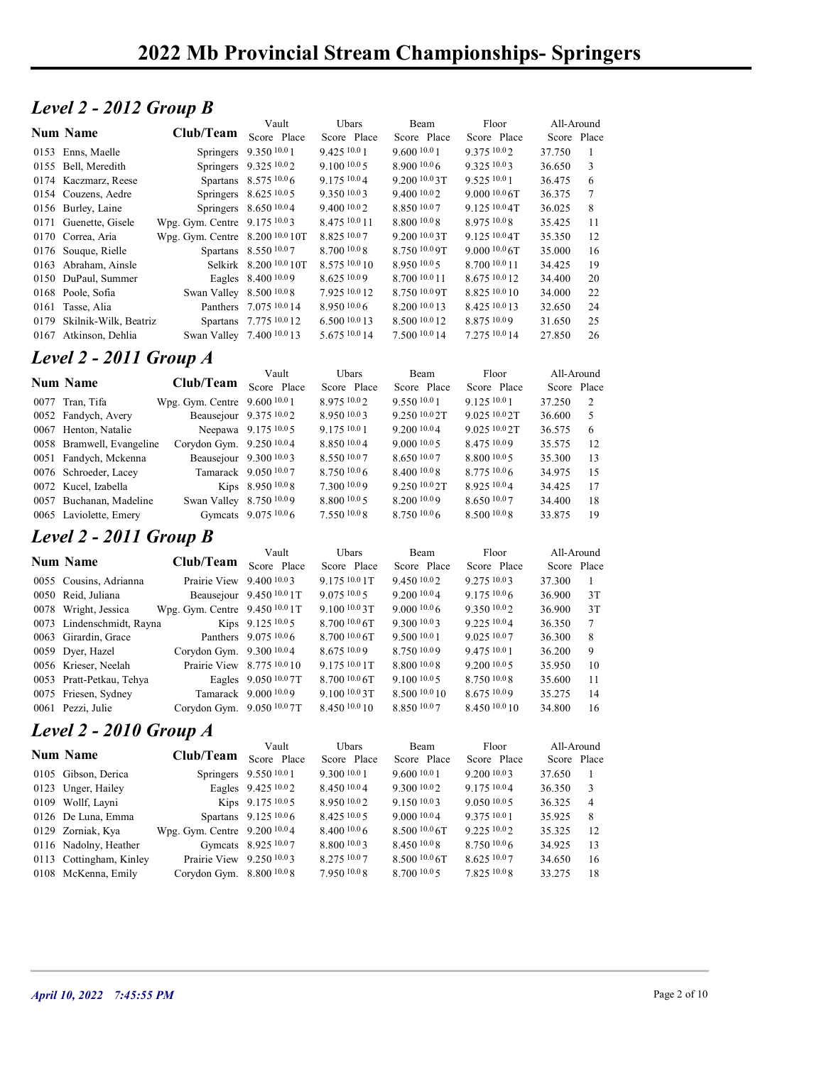# 2022 Mb Provincial Stream Championships- Springers

## *Level 2 - 2012 Group B*

| Num | Name | Club/Team | Vault Score | Vault Place | Ubars Score | Ubars Place | Beam Score | Beam Place | Floor Score | Floor Place | All-Around Score | All-Around Place |
|---|---|---|---|---|---|---|---|---|---|---|---|---|
| 0153 | Enns, Maelle | Springers | 9.350 10.0 | 1 | 9.425 10.0 | 1 | 9.600 10.0 | 1 | 9.375 10.0 | 2 | 37.750 | 1 |
| 0155 | Bell, Meredith | Springers | 9.325 10.0 | 2 | 9.100 10.0 | 5 | 8.900 10.0 | 6 | 9.325 10.0 | 3 | 36.650 | 3 |
| 0174 | Kaczmarz, Reese | Spartans | 8.575 10.0 | 6 | 9.175 10.0 | 4 | 9.200 10.0 | 3T | 9.525 10.0 | 1 | 36.475 | 6 |
| 0154 | Couzens, Aedre | Springers | 8.625 10.0 | 5 | 9.350 10.0 | 3 | 9.400 10.0 | 2 | 9.000 10.0 | 6T | 36.375 | 7 |
| 0156 | Burley, Laine | Springers | 8.650 10.0 | 4 | 9.400 10.0 | 2 | 8.850 10.0 | 7 | 9.125 10.0 | 4T | 36.025 | 8 |
| 0171 | Guenette, Gisele | Wpg. Gym. Centre | 9.175 10.0 | 3 | 8.475 10.0 | 11 | 8.800 10.0 | 8 | 8.975 10.0 | 8 | 35.425 | 11 |
| 0170 | Correa, Aria | Wpg. Gym. Centre | 8.200 10.0 | 10T | 8.825 10.0 | 7 | 9.200 10.0 | 3T | 9.125 10.0 | 4T | 35.350 | 12 |
| 0176 | Souque, Rielle | Spartans | 8.550 10.0 | 7 | 8.700 10.0 | 8 | 8.750 10.0 | 9T | 9.000 10.0 | 6T | 35.000 | 16 |
| 0163 | Abraham, Ainsle | Selkirk | 8.200 10.0 | 10T | 8.575 10.0 | 10 | 8.950 10.0 | 5 | 8.700 10.0 | 11 | 34.425 | 19 |
| 0150 | DuPaul, Summer | Eagles | 8.400 10.0 | 9 | 8.625 10.0 | 9 | 8.700 10.0 | 11 | 8.675 10.0 | 12 | 34.400 | 20 |
| 0168 | Poole, Sofia | Swan Valley | 8.500 10.0 | 8 | 7.925 10.0 | 12 | 8.750 10.0 | 9T | 8.825 10.0 | 10 | 34.000 | 22 |
| 0161 | Tasse, Alia | Panthers | 7.075 10.0 | 14 | 8.950 10.0 | 6 | 8.200 10.0 | 13 | 8.425 10.0 | 13 | 32.650 | 24 |
| 0179 | Skilnik-Wilk, Beatriz | Spartans | 7.775 10.0 | 12 | 6.500 10.0 | 13 | 8.500 10.0 | 12 | 8.875 10.0 | 9 | 31.650 | 25 |
| 0167 | Atkinson, Dehlia | Swan Valley | 7.400 10.0 | 13 | 5.675 10.0 | 14 | 7.500 10.0 | 14 | 7.275 10.0 | 14 | 27.850 | 26 |

## *Level 2 - 2011 Group A*

| Num | Name | Club/Team | Vault Score | Vault Place | Ubars Score | Ubars Place | Beam Score | Beam Place | Floor Score | Floor Place | All-Around Score | All-Around Place |
|---|---|---|---|---|---|---|---|---|---|---|---|---|
| 0077 | Tran, Tifa | Wpg. Gym. Centre | 9.600 10.0 | 1 | 8.975 10.0 | 2 | 9.550 10.0 | 1 | 9.125 10.0 | 1 | 37.250 | 2 |
| 0052 | Fandych, Avery | Beausejour | 9.375 10.0 | 2 | 8.950 10.0 | 3 | 9.250 10.0 | 2T | 9.025 10.0 | 2T | 36.600 | 5 |
| 0067 | Henton, Natalie | Neepawa | 9.175 10.0 | 5 | 9.175 10.0 | 1 | 9.200 10.0 | 4 | 9.025 10.0 | 2T | 36.575 | 6 |
| 0058 | Bramwell, Evangeline | Corydon Gym. | 9.250 10.0 | 4 | 8.850 10.0 | 4 | 9.000 10.0 | 5 | 8.475 10.0 | 9 | 35.575 | 12 |
| 0051 | Fandych, Mckenna | Beausejour | 9.300 10.0 | 3 | 8.550 10.0 | 7 | 8.650 10.0 | 7 | 8.800 10.0 | 5 | 35.300 | 13 |
| 0076 | Schroeder, Lacey | Tamarack | 9.050 10.0 | 7 | 8.750 10.0 | 6 | 8.400 10.0 | 8 | 8.775 10.0 | 6 | 34.975 | 15 |
| 0072 | Kucel, Izabella | Kips | 8.950 10.0 | 8 | 7.300 10.0 | 9 | 9.250 10.0 | 2T | 8.925 10.0 | 4 | 34.425 | 17 |
| 0057 | Buchanan, Madeline | Swan Valley | 8.750 10.0 | 9 | 8.800 10.0 | 5 | 8.200 10.0 | 9 | 8.650 10.0 | 7 | 34.400 | 18 |
| 0065 | Laviolette, Emery | Gymcats | 9.075 10.0 | 6 | 7.550 10.0 | 8 | 8.750 10.0 | 6 | 8.500 10.0 | 8 | 33.875 | 19 |

## *Level 2 - 2011 Group B*

| Num | Name | Club/Team | Vault Score | Vault Place | Ubars Score | Ubars Place | Beam Score | Beam Place | Floor Score | Floor Place | All-Around Score | All-Around Place |
|---|---|---|---|---|---|---|---|---|---|---|---|---|
| 0055 | Cousins, Adrianna | Prairie View | 9.400 10.0 | 3 | 9.175 10.0 | 1T | 9.450 10.0 | 2 | 9.275 10.0 | 3 | 37.300 | 1 |
| 0050 | Reid, Juliana | Beausejour | 9.450 10.0 | 1T | 9.075 10.0 | 5 | 9.200 10.0 | 4 | 9.175 10.0 | 6 | 36.900 | 3T |
| 0078 | Wright, Jessica | Wpg. Gym. Centre | 9.450 10.0 | 1T | 9.100 10.0 | 3T | 9.000 10.0 | 6 | 9.350 10.0 | 2 | 36.900 | 3T |
| 0073 | Lindenschmidt, Rayna | Kips | 9.125 10.0 | 5 | 8.700 10.0 | 6T | 9.300 10.0 | 3 | 9.225 10.0 | 4 | 36.350 | 7 |
| 0063 | Girardin, Grace | Panthers | 9.075 10.0 | 6 | 8.700 10.0 | 6T | 9.500 10.0 | 1 | 9.025 10.0 | 7 | 36.300 | 8 |
| 0059 | Dyer, Hazel | Corydon Gym. | 9.300 10.0 | 4 | 8.675 10.0 | 9 | 8.750 10.0 | 9 | 9.475 10.0 | 1 | 36.200 | 9 |
| 0056 | Krieser, Neelah | Prairie View | 8.775 10.0 | 10 | 9.175 10.0 | 1T | 8.800 10.0 | 8 | 9.200 10.0 | 5 | 35.950 | 10 |
| 0053 | Pratt-Petkau, Tehya | Eagles | 9.050 10.0 | 7T | 8.700 10.0 | 6T | 9.100 10.0 | 5 | 8.750 10.0 | 8 | 35.600 | 11 |
| 0075 | Friesen, Sydney | Tamarack | 9.000 10.0 | 9 | 9.100 10.0 | 3T | 8.500 10.0 | 10 | 8.675 10.0 | 9 | 35.275 | 14 |
| 0061 | Pezzi, Julie | Corydon Gym. | 9.050 10.0 | 7T | 8.450 10.0 | 10 | 8.850 10.0 | 7 | 8.450 10.0 | 10 | 34.800 | 16 |

## *Level 2 - 2010 Group A*

| Num | Name | Club/Team | Vault Score | Vault Place | Ubars Score | Ubars Place | Beam Score | Beam Place | Floor Score | Floor Place | All-Around Score | All-Around Place |
|---|---|---|---|---|---|---|---|---|---|---|---|---|
| 0105 | Gibson, Derica | Springers | 9.550 10.0 | 1 | 9.300 10.0 | 1 | 9.600 10.0 | 1 | 9.200 10.0 | 3 | 37.650 | 1 |
| 0123 | Unger, Hailey | Eagles | 9.425 10.0 | 2 | 8.450 10.0 | 4 | 9.300 10.0 | 2 | 9.175 10.0 | 4 | 36.350 | 3 |
| 0109 | Wolff, Layni | Kips | 9.175 10.0 | 5 | 8.950 10.0 | 2 | 9.150 10.0 | 3 | 9.050 10.0 | 5 | 36.325 | 4 |
| 0126 | De Luna, Emma | Spartans | 9.125 10.0 | 6 | 8.425 10.0 | 5 | 9.000 10.0 | 4 | 9.375 10.0 | 1 | 35.925 | 8 |
| 0129 | Zorniak, Kya | Wpg. Gym. Centre | 9.200 10.0 | 4 | 8.400 10.0 | 6 | 8.500 10.0 | 6T | 9.225 10.0 | 2 | 35.325 | 12 |
| 0116 | Nadolny, Heather | Gymcats | 8.925 10.0 | 7 | 8.800 10.0 | 3 | 8.450 10.0 | 8 | 8.750 10.0 | 6 | 34.925 | 13 |
| 0113 | Cottingham, Kinley | Prairie View | 9.250 10.0 | 3 | 8.275 10.0 | 7 | 8.500 10.0 | 6T | 8.625 10.0 | 7 | 34.650 | 16 |
| 0108 | McKenna, Emily | Corydon Gym. | 8.800 10.0 | 8 | 7.950 10.0 | 8 | 8.700 10.0 | 5 | 7.825 10.0 | 8 | 33.275 | 18 |

*April 10, 2022 7:45:55 PM*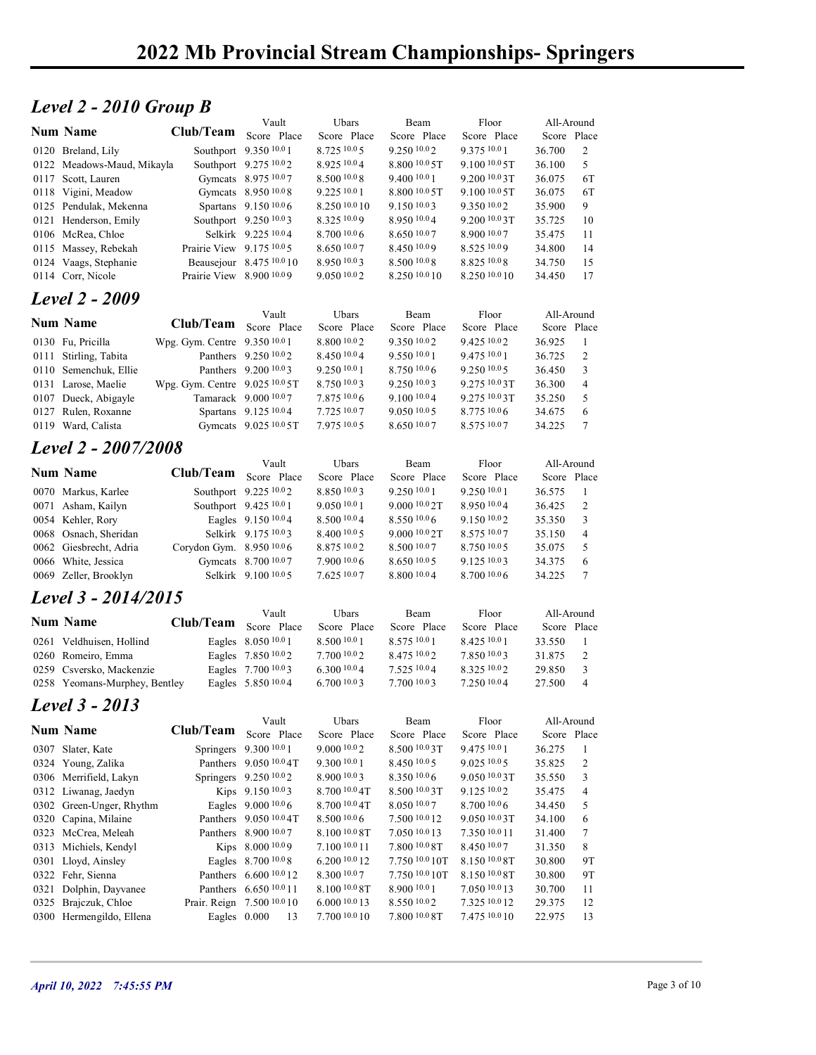# 2022 Mb Provincial Stream Championships- Springers

## *Level 2 - 2010 Group B*

| Num | Name | Club/Team | Vault Score | Vault Place | Ubars Score | Ubars Place | Beam Score | Beam Place | Floor Score | Floor Place | All-Around Score | All-Around Place |
|---|---|---|---|---|---|---|---|---|---|---|---|---|
| 0120 | Breland, Lily | Southport | 9.350 10.0 | 1 | 8.725 10.0 | 5 | 9.250 10.0 | 2 | 9.375 10.0 | 1 | 36.700 | 2 |
| 0122 | Meadows-Maud, Mikayla | Southport | 9.275 10.0 | 2 | 8.925 10.0 | 4 | 8.800 10.0 | 5T | 9.100 10.0 | 5T | 36.100 | 5 |
| 0117 | Scott, Lauren | Gymcats | 8.975 10.0 | 7 | 8.500 10.0 | 8 | 9.400 10.0 | 1 | 9.200 10.0 | 3T | 36.075 | 6T |
| 0118 | Vigini, Meadow | Gymcats | 8.950 10.0 | 8 | 9.225 10.0 | 1 | 8.800 10.0 | 5T | 9.100 10.0 | 5T | 36.075 | 6T |
| 0125 | Pendulak, Mekenna | Spartans | 9.150 10.0 | 6 | 8.250 10.0 | 10 | 9.150 10.0 | 3 | 9.350 10.0 | 2 | 35.900 | 9 |
| 0121 | Henderson, Emily | Southport | 9.250 10.0 | 3 | 8.325 10.0 | 9 | 8.950 10.0 | 4 | 9.200 10.0 | 3T | 35.725 | 10 |
| 0106 | McRea, Chloe | Selkirk | 9.225 10.0 | 4 | 8.700 10.0 | 6 | 8.650 10.0 | 7 | 8.900 10.0 | 7 | 35.475 | 11 |
| 0115 | Massey, Rebekah | Prairie View | 9.175 10.0 | 5 | 8.650 10.0 | 7 | 8.450 10.0 | 9 | 8.525 10.0 | 9 | 34.800 | 14 |
| 0124 | Vaags, Stephanie | Beausejour | 8.475 10.0 | 10 | 8.950 10.0 | 3 | 8.500 10.0 | 8 | 8.825 10.0 | 8 | 34.750 | 15 |
| 0114 | Corr, Nicole | Prairie View | 8.900 10.0 | 9 | 9.050 10.0 | 2 | 8.250 10.0 | 10 | 8.250 10.0 | 10 | 34.450 | 17 |

## *Level 2 - 2009*

| Num | Name | Club/Team | Vault Score | Vault Place | Ubars Score | Ubars Place | Beam Score | Beam Place | Floor Score | Floor Place | All-Around Score | All-Around Place |
|---|---|---|---|---|---|---|---|---|---|---|---|---|
| 0130 | Fu, Pricilla | Wpg. Gym. Centre | 9.350 10.0 | 1 | 8.800 10.0 | 2 | 9.350 10.0 | 2 | 9.425 10.0 | 2 | 36.925 | 1 |
| 0111 | Stirling, Tabita | Panthers | 9.250 10.0 | 2 | 8.450 10.0 | 4 | 9.550 10.0 | 1 | 9.475 10.0 | 1 | 36.725 | 2 |
| 0110 | Semenchuk, Ellie | Panthers | 9.200 10.0 | 3 | 9.250 10.0 | 1 | 8.750 10.0 | 6 | 9.250 10.0 | 5 | 36.450 | 3 |
| 0131 | Larose, Maelie | Wpg. Gym. Centre | 9.025 10.0 | 5T | 8.750 10.0 | 3 | 9.250 10.0 | 3 | 9.275 10.0 | 3T | 36.300 | 4 |
| 0107 | Dueck, Abigayle | Tamarack | 9.000 10.0 | 7 | 7.875 10.0 | 6 | 9.100 10.0 | 4 | 9.275 10.0 | 3T | 35.250 | 5 |
| 0127 | Rulen, Roxanne | Spartans | 9.125 10.0 | 4 | 7.725 10.0 | 7 | 9.050 10.0 | 5 | 8.775 10.0 | 6 | 34.675 | 6 |
| 0119 | Ward, Calista | Gymcats | 9.025 10.0 | 5T | 7.975 10.0 | 5 | 8.650 10.0 | 7 | 8.575 10.0 | 7 | 34.225 | 7 |

## *Level 2 - 2007/2008*

| Num | Name | Club/Team | Vault Score | Vault Place | Ubars Score | Ubars Place | Beam Score | Beam Place | Floor Score | Floor Place | All-Around Score | All-Around Place |
|---|---|---|---|---|---|---|---|---|---|---|---|---|
| 0070 | Markus, Karlee | Southport | 9.225 10.0 | 2 | 8.850 10.0 | 3 | 9.250 10.0 | 1 | 9.250 10.0 | 1 | 36.575 | 1 |
| 0071 | Asham, Kailyn | Southport | 9.425 10.0 | 1 | 9.050 10.0 | 1 | 9.000 10.0 | 2T | 8.950 10.0 | 4 | 36.425 | 2 |
| 0054 | Kehler, Rory | Eagles | 9.150 10.0 | 4 | 8.500 10.0 | 4 | 8.550 10.0 | 6 | 9.150 10.0 | 2 | 35.350 | 3 |
| 0068 | Osnach, Sheridan | Selkirk | 9.175 10.0 | 3 | 8.400 10.0 | 5 | 9.000 10.0 | 2T | 8.575 10.0 | 7 | 35.150 | 4 |
| 0062 | Giesbrecht, Adria | Corydon Gym. | 8.950 10.0 | 6 | 8.875 10.0 | 2 | 8.500 10.0 | 7 | 8.750 10.0 | 5 | 35.075 | 5 |
| 0066 | White, Jessica | Gymcats | 8.700 10.0 | 7 | 7.900 10.0 | 6 | 8.650 10.0 | 5 | 9.125 10.0 | 3 | 34.375 | 6 |
| 0069 | Zeller, Brooklyn | Selkirk | 9.100 10.0 | 5 | 7.625 10.0 | 7 | 8.800 10.0 | 4 | 8.700 10.0 | 6 | 34.225 | 7 |

## *Level 3 - 2014/2015*

| Num | Name | Club/Team | Vault Score | Vault Place | Ubars Score | Ubars Place | Beam Score | Beam Place | Floor Score | Floor Place | All-Around Score | All-Around Place |
|---|---|---|---|---|---|---|---|---|---|---|---|---|
| 0261 | Veldhuisen, Hollind | Eagles | 8.050 10.0 | 1 | 8.500 10.0 | 1 | 8.575 10.0 | 1 | 8.425 10.0 | 1 | 33.550 | 1 |
| 0260 | Romeiro, Emma | Eagles | 7.850 10.0 | 2 | 7.700 10.0 | 2 | 8.475 10.0 | 2 | 7.850 10.0 | 3 | 31.875 | 2 |
| 0259 | Csversko, Mackenzie | Eagles | 7.700 10.0 | 3 | 6.300 10.0 | 4 | 7.525 10.0 | 4 | 8.325 10.0 | 2 | 29.850 | 3 |
| 0258 | Yeomans-Murphey, Bentley | Eagles | 5.850 10.0 | 4 | 6.700 10.0 | 3 | 7.700 10.0 | 3 | 7.250 10.0 | 4 | 27.500 | 4 |

## *Level 3 - 2013*

| Num | Name | Club/Team | Vault Score | Vault Place | Ubars Score | Ubars Place | Beam Score | Beam Place | Floor Score | Floor Place | All-Around Score | All-Around Place |
|---|---|---|---|---|---|---|---|---|---|---|---|---|
| 0307 | Slater, Kate | Springers | 9.300 10.0 | 1 | 9.000 10.0 | 2 | 8.500 10.0 | 3T | 9.475 10.0 | 1 | 36.275 | 1 |
| 0324 | Young, Zalika | Panthers | 9.050 10.0 | 4T | 9.300 10.0 | 1 | 8.450 10.0 | 5 | 9.025 10.0 | 5 | 35.825 | 2 |
| 0306 | Merrifield, Lakyn | Springers | 9.250 10.0 | 2 | 8.900 10.0 | 3 | 8.350 10.0 | 6 | 9.050 10.0 | 3T | 35.550 | 3 |
| 0312 | Liwanag, Jaedyn | Kips | 9.150 10.0 | 3 | 8.700 10.0 | 4T | 8.500 10.0 | 3T | 9.125 10.0 | 2 | 35.475 | 4 |
| 0302 | Green-Unger, Rhythm | Eagles | 9.000 10.0 | 6 | 8.700 10.0 | 4T | 8.050 10.0 | 7 | 8.700 10.0 | 6 | 34.450 | 5 |
| 0320 | Capina, Milaine | Panthers | 9.050 10.0 | 4T | 8.500 10.0 | 6 | 7.500 10.0 | 12 | 9.050 10.0 | 3T | 34.100 | 6 |
| 0323 | McCrea, Meleah | Panthers | 8.900 10.0 | 7 | 8.100 10.0 | 8T | 7.050 10.0 | 13 | 7.350 10.0 | 11 | 31.400 | 7 |
| 0313 | Michiels, Kendyl | Kips | 8.000 10.0 | 9 | 7.100 10.0 | 11 | 7.800 10.0 | 8T | 8.450 10.0 | 7 | 31.350 | 8 |
| 0301 | Lloyd, Ainsley | Eagles | 8.700 10.0 | 8 | 6.200 10.0 | 12 | 7.750 10.0 | 10T | 8.150 10.0 | 8T | 30.800 | 9T |
| 0322 | Fehr, Sienna | Panthers | 6.600 10.0 | 12 | 8.300 10.0 | 7 | 7.750 10.0 | 10T | 8.150 10.0 | 8T | 30.800 | 9T |
| 0321 | Dolphin, Dayvanee | Panthers | 6.650 10.0 | 11 | 8.100 10.0 | 8T | 8.900 10.0 | 1 | 7.050 10.0 | 13 | 30.700 | 11 |
| 0325 | Brajczuk, Chloe | Prair. Reign | 7.500 10.0 | 10 | 6.000 10.0 | 13 | 8.550 10.0 | 2 | 7.325 10.0 | 12 | 29.375 | 12 |
| 0300 | Hermengildo, Ellena | Eagles | 0.000 | 13 | 7.700 10.0 | 10 | 7.800 10.0 | 8T | 7.475 10.0 | 10 | 22.975 | 13 |

*April 10, 2022 7:45:55 PM*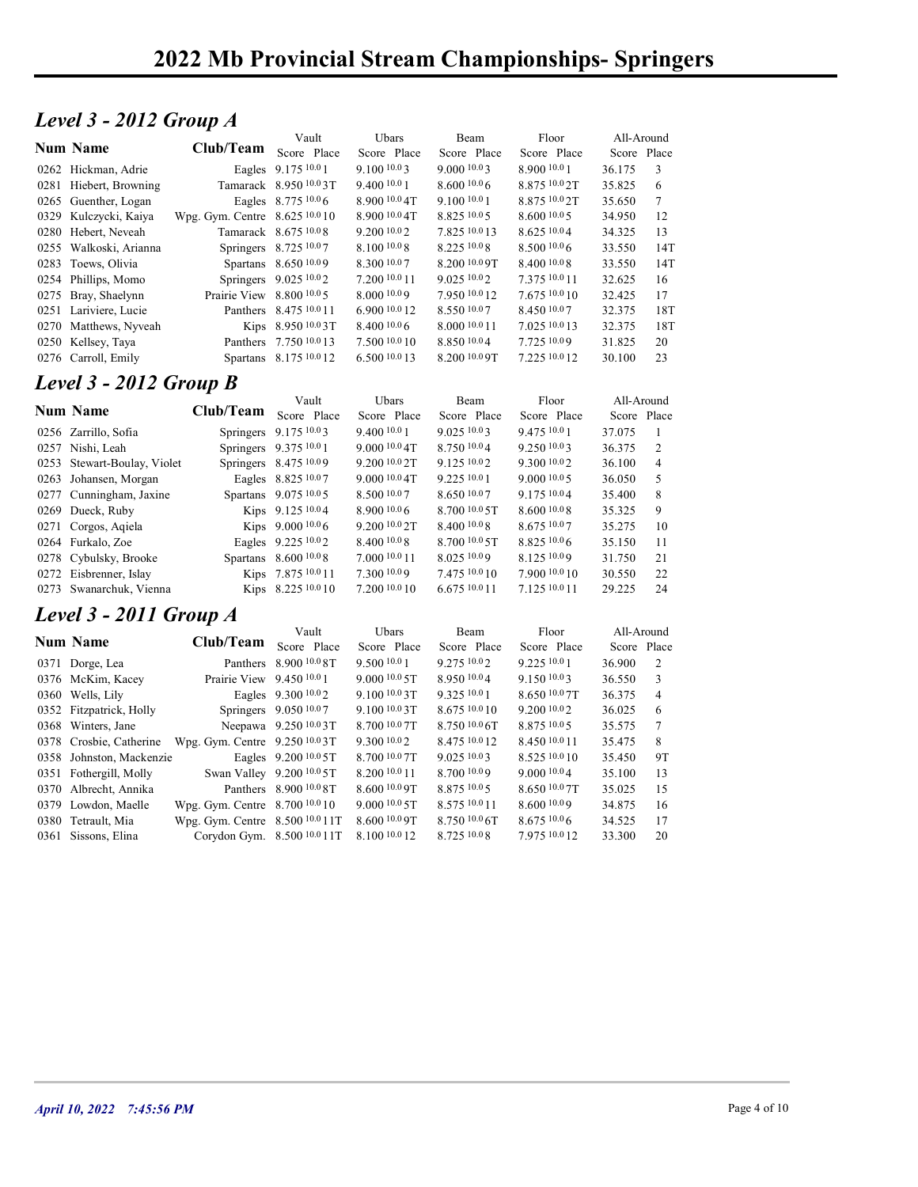# 2022 Mb Provincial Stream Championships- Springers

## *Level 3 - 2012 Group A*

| Num | Name | Club/Team | Vault Score | Vault Place | Ubars Score | Ubars Place | Beam Score | Beam Place | Floor Score | Floor Place | All-Around Score | All-Around Place |
|---|---|---|---|---|---|---|---|---|---|---|---|---|
| 0262 | Hickman, Adrie | Eagles | 9.175 10.0 | 1 | 9.100 10.0 | 3 | 9.000 10.0 | 3 | 8.900 10.0 | 1 | 36.175 | 3 |
| 0281 | Hiebert, Browning | Tamarack | 8.950 10.0 | 3T | 9.400 10.0 | 1 | 8.600 10.0 | 6 | 8.875 10.0 | 2T | 35.825 | 6 |
| 0265 | Guenther, Logan | Eagles | 8.775 10.0 | 6 | 8.900 10.0 | 4T | 9.100 10.0 | 1 | 8.875 10.0 | 2T | 35.650 | 7 |
| 0329 | Kulczycki, Kaiya | Wpg. Gym. Centre | 8.625 10.0 | 10 | 8.900 10.0 | 4T | 8.825 10.0 | 5 | 8.600 10.0 | 5 | 34.950 | 12 |
| 0280 | Hebert, Neveah | Tamarack | 8.675 10.0 | 8 | 9.200 10.0 | 2 | 7.825 10.0 | 13 | 8.625 10.0 | 4 | 34.325 | 13 |
| 0255 | Walkoski, Arianna | Springers | 8.725 10.0 | 7 | 8.100 10.0 | 8 | 8.225 10.0 | 8 | 8.500 10.0 | 6 | 33.550 | 14T |
| 0283 | Toews, Olivia | Spartans | 8.650 10.0 | 9 | 8.300 10.0 | 7 | 8.200 10.0 | 9T | 8.400 10.0 | 8 | 33.550 | 14T |
| 0254 | Phillips, Momo | Springers | 9.025 10.0 | 2 | 7.200 10.0 | 11 | 9.025 10.0 | 2 | 7.375 10.0 | 11 | 32.625 | 16 |
| 0275 | Bray, Shaelynn | Prairie View | 8.800 10.0 | 5 | 8.000 10.0 | 9 | 7.950 10.0 | 12 | 7.675 10.0 | 10 | 32.425 | 17 |
| 0251 | Lariviere, Lucie | Panthers | 8.475 10.0 | 11 | 6.900 10.0 | 12 | 8.550 10.0 | 7 | 8.450 10.0 | 7 | 32.375 | 18T |
| 0270 | Matthews, Nyveah | Kips | 8.950 10.0 | 3T | 8.400 10.0 | 6 | 8.000 10.0 | 11 | 7.025 10.0 | 13 | 32.375 | 18T |
| 0250 | Kellsey, Taya | Panthers | 7.750 10.0 | 13 | 7.500 10.0 | 10 | 8.850 10.0 | 4 | 7.725 10.0 | 9 | 31.825 | 20 |
| 0276 | Carroll, Emily | Spartans | 8.175 10.0 | 12 | 6.500 10.0 | 13 | 8.200 10.0 | 9T | 7.225 10.0 | 12 | 30.100 | 23 |

## *Level 3 - 2012 Group B*

| Num | Name | Club/Team | Vault Score | Vault Place | Ubars Score | Ubars Place | Beam Score | Beam Place | Floor Score | Floor Place | All-Around Score | All-Around Place |
|---|---|---|---|---|---|---|---|---|---|---|---|---|
| 0256 | Zarrillo, Sofia | Springers | 9.175 10.0 | 3 | 9.400 10.0 | 1 | 9.025 10.0 | 3 | 9.475 10.0 | 1 | 37.075 | 1 |
| 0257 | Nishi, Leah | Springers | 9.375 10.0 | 1 | 9.000 10.0 | 4T | 8.750 10.0 | 4 | 9.250 10.0 | 3 | 36.375 | 2 |
| 0253 | Stewart-Boulay, Violet | Springers | 8.475 10.0 | 9 | 9.200 10.0 | 2T | 9.125 10.0 | 2 | 9.300 10.0 | 2 | 36.100 | 4 |
| 0263 | Johansen, Morgan | Eagles | 8.825 10.0 | 7 | 9.000 10.0 | 4T | 9.225 10.0 | 1 | 9.000 10.0 | 5 | 36.050 | 5 |
| 0277 | Cunningham, Jaxine | Spartans | 9.075 10.0 | 5 | 8.500 10.0 | 7 | 8.650 10.0 | 7 | 9.175 10.0 | 4 | 35.400 | 8 |
| 0269 | Dueck, Ruby | Kips | 9.125 10.0 | 4 | 8.900 10.0 | 6 | 8.700 10.0 | 5T | 8.600 10.0 | 8 | 35.325 | 9 |
| 0271 | Corgos, Aqiela | Kips | 9.000 10.0 | 6 | 9.200 10.0 | 2T | 8.400 10.0 | 8 | 8.675 10.0 | 7 | 35.275 | 10 |
| 0264 | Furkalo, Zoe | Eagles | 9.225 10.0 | 2 | 8.400 10.0 | 8 | 8.700 10.0 | 5T | 8.825 10.0 | 6 | 35.150 | 11 |
| 0278 | Cybulsky, Brooke | Spartans | 8.600 10.0 | 8 | 7.000 10.0 | 11 | 8.025 10.0 | 9 | 8.125 10.0 | 9 | 31.750 | 21 |
| 0272 | Eisbrenner, Islay | Kips | 7.875 10.0 | 11 | 7.300 10.0 | 9 | 7.475 10.0 | 10 | 7.900 10.0 | 10 | 30.550 | 22 |
| 0273 | Swanarchuk, Vienna | Kips | 8.225 10.0 | 10 | 7.200 10.0 | 10 | 6.675 10.0 | 11 | 7.125 10.0 | 11 | 29.225 | 24 |

## *Level 3 - 2011 Group A*

| Num | Name | Club/Team | Vault Score | Vault Place | Ubars Score | Ubars Place | Beam Score | Beam Place | Floor Score | Floor Place | All-Around Score | All-Around Place |
|---|---|---|---|---|---|---|---|---|---|---|---|---|
| 0371 | Dorge, Lea | Panthers | 8.900 10.0 | 8T | 9.500 10.0 | 1 | 9.275 10.0 | 2 | 9.225 10.0 | 1 | 36.900 | 2 |
| 0376 | McKim, Kacey | Prairie View | 9.450 10.0 | 1 | 9.000 10.0 | 5T | 8.950 10.0 | 4 | 9.150 10.0 | 3 | 36.550 | 3 |
| 0360 | Wells, Lily | Eagles | 9.300 10.0 | 2 | 9.100 10.0 | 3T | 9.325 10.0 | 1 | 8.650 10.0 | 7T | 36.375 | 4 |
| 0352 | Fitzpatrick, Holly | Springers | 9.050 10.0 | 7 | 9.100 10.0 | 3T | 8.675 10.0 | 10 | 9.200 10.0 | 2 | 36.025 | 6 |
| 0368 | Winters, Jane | Neepawa | 9.250 10.0 | 3T | 8.700 10.0 | 7T | 8.750 10.0 | 6T | 8.875 10.0 | 5 | 35.575 | 7 |
| 0378 | Crosbie, Catherine | Wpg. Gym. Centre | 9.250 10.0 | 3T | 9.300 10.0 | 2 | 8.475 10.0 | 12 | 8.450 10.0 | 11 | 35.475 | 8 |
| 0358 | Johnston, Mackenzie | Eagles | 9.200 10.0 | 5T | 8.700 10.0 | 7T | 9.025 10.0 | 3 | 8.525 10.0 | 10 | 35.450 | 9T |
| 0351 | Fothergill, Molly | Swan Valley | 9.200 10.0 | 5T | 8.200 10.0 | 11 | 8.700 10.0 | 9 | 9.000 10.0 | 4 | 35.100 | 13 |
| 0370 | Albrecht, Annika | Panthers | 8.900 10.0 | 8T | 8.600 10.0 | 9T | 8.875 10.0 | 5 | 8.650 10.0 | 7T | 35.025 | 15 |
| 0379 | Lowdon, Maelle | Wpg. Gym. Centre | 8.700 10.0 | 10 | 9.000 10.0 | 5T | 8.575 10.0 | 11 | 8.600 10.0 | 9 | 34.875 | 16 |
| 0380 | Tetrault, Mia | Wpg. Gym. Centre | 8.500 10.0 | 11T | 8.600 10.0 | 9T | 8.750 10.0 | 6T | 8.675 10.0 | 6 | 34.525 | 17 |
| 0361 | Sissons, Elina | Corydon Gym. | 8.500 10.0 | 11T | 8.100 10.0 | 12 | 8.725 10.0 | 8 | 7.975 10.0 | 12 | 33.300 | 20 |

*April 10, 2022 7:45:56 PM*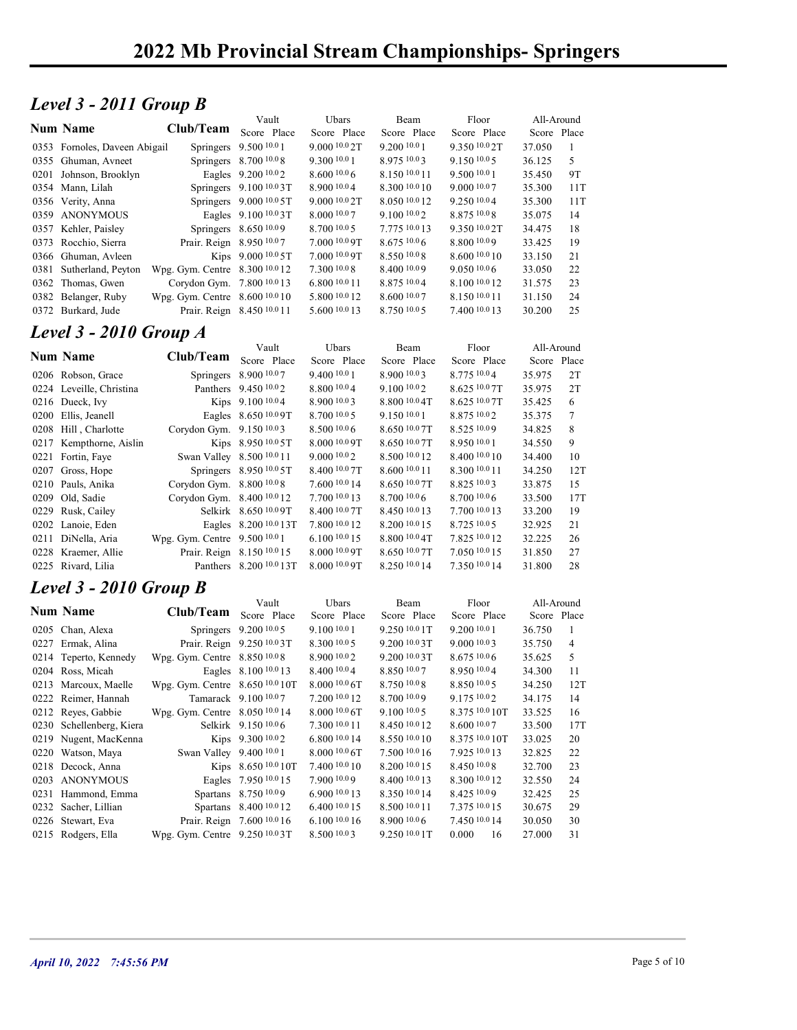# 2022 Mb Provincial Stream Championships- Springers

## *Level 3 - 2011 Group B*

| Num | Name | Club/Team | Vault Score | Vault Place | Ubars Score | Ubars Place | Beam Score | Beam Place | Floor Score | Floor Place | All-Around Score | All-Around Place |
|---|---|---|---|---|---|---|---|---|---|---|---|---|
| 0353 | Fornoles, Daveen Abigail | Springers | 9.500 10.0 | 1 | 9.000 10.0 | 2T | 9.200 10.0 | 1 | 9.350 10.0 | 2T | 37.050 | 1 |
| 0355 | Ghuman, Avneet | Springers | 8.700 10.0 | 8 | 9.300 10.0 | 1 | 8.975 10.0 | 3 | 9.150 10.0 | 5 | 36.125 | 5 |
| 0201 | Johnson, Brooklyn | Eagles | 9.200 10.0 | 2 | 8.600 10.0 | 6 | 8.150 10.0 | 11 | 9.500 10.0 | 1 | 35.450 | 9T |
| 0354 | Mann, Lilah | Springers | 9.100 10.0 | 3T | 8.900 10.0 | 4 | 8.300 10.0 | 10 | 9.000 10.0 | 7 | 35.300 | 11T |
| 0356 | Verity, Anna | Springers | 9.000 10.0 | 5T | 9.000 10.0 | 2T | 8.050 10.0 | 12 | 9.250 10.0 | 4 | 35.300 | 11T |
| 0359 | ANONYMOUS | Eagles | 9.100 10.0 | 3T | 8.000 10.0 | 7 | 9.100 10.0 | 2 | 8.875 10.0 | 8 | 35.075 | 14 |
| 0357 | Kehler, Paisley | Springers | 8.650 10.0 | 9 | 8.700 10.0 | 5 | 7.775 10.0 | 13 | 9.350 10.0 | 2T | 34.475 | 18 |
| 0373 | Rocchio, Sierra | Prair. Reign | 8.950 10.0 | 7 | 7.000 10.0 | 9T | 8.675 10.0 | 6 | 8.800 10.0 | 9 | 33.425 | 19 |
| 0366 | Ghuman, Avleen | Kips | 9.000 10.0 | 5T | 7.000 10.0 | 9T | 8.550 10.0 | 8 | 8.600 10.0 | 10 | 33.150 | 21 |
| 0381 | Sutherland, Peyton | Wpg. Gym. Centre | 8.300 10.0 | 12 | 7.300 10.0 | 8 | 8.400 10.0 | 9 | 9.050 10.0 | 6 | 33.050 | 22 |
| 0362 | Thomas, Gwen | Corydon Gym. | 7.800 10.0 | 13 | 6.800 10.0 | 11 | 8.875 10.0 | 4 | 8.100 10.0 | 12 | 31.575 | 23 |
| 0382 | Belanger, Ruby | Wpg. Gym. Centre | 8.600 10.0 | 10 | 5.800 10.0 | 12 | 8.600 10.0 | 7 | 8.150 10.0 | 11 | 31.150 | 24 |
| 0372 | Burkard, Jude | Prair. Reign | 8.450 10.0 | 11 | 5.600 10.0 | 13 | 8.750 10.0 | 5 | 7.400 10.0 | 13 | 30.200 | 25 |

## *Level 3 - 2010 Group A*

| Num | Name | Club/Team | Vault Score | Vault Place | Ubars Score | Ubars Place | Beam Score | Beam Place | Floor Score | Floor Place | All-Around Score | All-Around Place |
|---|---|---|---|---|---|---|---|---|---|---|---|---|
| 0206 | Robson, Grace | Springers | 8.900 10.0 | 7 | 9.400 10.0 | 1 | 8.900 10.0 | 3 | 8.775 10.0 | 4 | 35.975 | 2T |
| 0224 | Leveille, Christina | Panthers | 9.450 10.0 | 2 | 8.800 10.0 | 4 | 9.100 10.0 | 2 | 8.625 10.0 | 7T | 35.975 | 2T |
| 0216 | Dueck, Ivy | Kips | 9.100 10.0 | 4 | 8.900 10.0 | 3 | 8.800 10.0 | 4T | 8.625 10.0 | 7T | 35.425 | 6 |
| 0200 | Ellis, Jeanell | Eagles | 8.650 10.0 | 9T | 8.700 10.0 | 5 | 9.150 10.0 | 1 | 8.875 10.0 | 2 | 35.375 | 7 |
| 0208 | Hill , Charlotte | Corydon Gym. | 9.150 10.0 | 3 | 8.500 10.0 | 6 | 8.650 10.0 | 7T | 8.525 10.0 | 9 | 34.825 | 8 |
| 0217 | Kempthorne, Aislin | Kips | 8.950 10.0 | 5T | 8.000 10.0 | 9T | 8.650 10.0 | 7T | 8.950 10.0 | 1 | 34.550 | 9 |
| 0221 | Fortin, Faye | Swan Valley | 8.500 10.0 | 11 | 9.000 10.0 | 2 | 8.500 10.0 | 12 | 8.400 10.0 | 10 | 34.400 | 10 |
| 0207 | Gross, Hope | Springers | 8.950 10.0 | 5T | 8.400 10.0 | 7T | 8.600 10.0 | 11 | 8.300 10.0 | 11 | 34.250 | 12T |
| 0210 | Pauls, Anika | Corydon Gym. | 8.800 10.0 | 8 | 7.600 10.0 | 14 | 8.650 10.0 | 7T | 8.825 10.0 | 3 | 33.875 | 15 |
| 0209 | Old, Sadie | Corydon Gym. | 8.400 10.0 | 12 | 7.700 10.0 | 13 | 8.700 10.0 | 6 | 8.700 10.0 | 6 | 33.500 | 17T |
| 0229 | Rusk, Cailey | Selkirk | 8.650 10.0 | 9T | 8.400 10.0 | 7T | 8.450 10.0 | 13 | 7.700 10.0 | 13 | 33.200 | 19 |
| 0202 | Lanoie, Eden | Eagles | 8.200 10.0 | 13T | 7.800 10.0 | 12 | 8.200 10.0 | 15 | 8.725 10.0 | 5 | 32.925 | 21 |
| 0211 | DiNella, Aria | Wpg. Gym. Centre | 9.500 10.0 | 1 | 6.100 10.0 | 15 | 8.800 10.0 | 4T | 7.825 10.0 | 12 | 32.225 | 26 |
| 0228 | Kraemer, Allie | Prair. Reign | 8.150 10.0 | 15 | 8.000 10.0 | 9T | 8.650 10.0 | 7T | 7.050 10.0 | 15 | 31.850 | 27 |
| 0225 | Rivard, Lilia | Panthers | 8.200 10.0 | 13T | 8.000 10.0 | 9T | 8.250 10.0 | 14 | 7.350 10.0 | 14 | 31.800 | 28 |

## *Level 3 - 2010 Group B*

| Num | Name | Club/Team | Vault Score | Vault Place | Ubars Score | Ubars Place | Beam Score | Beam Place | Floor Score | Floor Place | All-Around Score | All-Around Place |
|---|---|---|---|---|---|---|---|---|---|---|---|---|
| 0205 | Chan, Alexa | Springers | 9.200 10.0 | 5 | 9.100 10.0 | 1 | 9.250 10.0 | 1T | 9.200 10.0 | 1 | 36.750 | 1 |
| 0227 | Ermak, Alina | Prair. Reign | 9.250 10.0 | 3T | 8.300 10.0 | 5 | 9.200 10.0 | 3T | 9.000 10.0 | 3 | 35.750 | 4 |
| 0214 | Teperto, Kennedy | Wpg. Gym. Centre | 8.850 10.0 | 8 | 8.900 10.0 | 2 | 9.200 10.0 | 3T | 8.675 10.0 | 6 | 35.625 | 5 |
| 0204 | Ross, Micah | Eagles | 8.100 10.0 | 13 | 8.400 10.0 | 4 | 8.850 10.0 | 7 | 8.950 10.0 | 4 | 34.300 | 11 |
| 0213 | Marcoux, Maelle | Wpg. Gym. Centre | 8.650 10.0 | 10T | 8.000 10.0 | 6T | 8.750 10.0 | 8 | 8.850 10.0 | 5 | 34.250 | 12T |
| 0222 | Reimer, Hannah | Tamarack | 9.100 10.0 | 7 | 7.200 10.0 | 12 | 8.700 10.0 | 9 | 9.175 10.0 | 2 | 34.175 | 14 |
| 0212 | Reyes, Gabbie | Wpg. Gym. Centre | 8.050 10.0 | 14 | 8.000 10.0 | 6T | 9.100 10.0 | 5 | 8.375 10.0 | 10T | 33.525 | 16 |
| 0230 | Schellenberg, Kiera | Selkirk | 9.150 10.0 | 6 | 7.300 10.0 | 11 | 8.450 10.0 | 12 | 8.600 10.0 | 7 | 33.500 | 17T |
| 0219 | Nugent, MacKenna | Kips | 9.300 10.0 | 2 | 6.800 10.0 | 14 | 8.550 10.0 | 10 | 8.375 10.0 | 10T | 33.025 | 20 |
| 0220 | Watson, Maya | Swan Valley | 9.400 10.0 | 1 | 8.000 10.0 | 6T | 7.500 10.0 | 16 | 7.925 10.0 | 13 | 32.825 | 22 |
| 0218 | Decock, Anna | Kips | 8.650 10.0 | 10T | 7.400 10.0 | 10 | 8.200 10.0 | 15 | 8.450 10.0 | 8 | 32.700 | 23 |
| 0203 | ANONYMOUS | Eagles | 7.950 10.0 | 15 | 7.900 10.0 | 9 | 8.400 10.0 | 13 | 8.300 10.0 | 12 | 32.550 | 24 |
| 0231 | Hammond, Emma | Spartans | 8.750 10.0 | 9 | 6.900 10.0 | 13 | 8.350 10.0 | 14 | 8.425 10.0 | 9 | 32.425 | 25 |
| 0232 | Sacher, Lillian | Spartans | 8.400 10.0 | 12 | 6.400 10.0 | 15 | 8.500 10.0 | 11 | 7.375 10.0 | 15 | 30.675 | 29 |
| 0226 | Stewart, Eva | Prair. Reign | 7.600 10.0 | 16 | 6.100 10.0 | 16 | 8.900 10.0 | 6 | 7.450 10.0 | 14 | 30.050 | 30 |
| 0215 | Rodgers, Ella | Wpg. Gym. Centre | 9.250 10.0 | 3T | 8.500 10.0 | 3 | 9.250 10.0 | 1T | 0.000 | 16 | 27.000 | 31 |

*April 10, 2022 7:45:56 PM*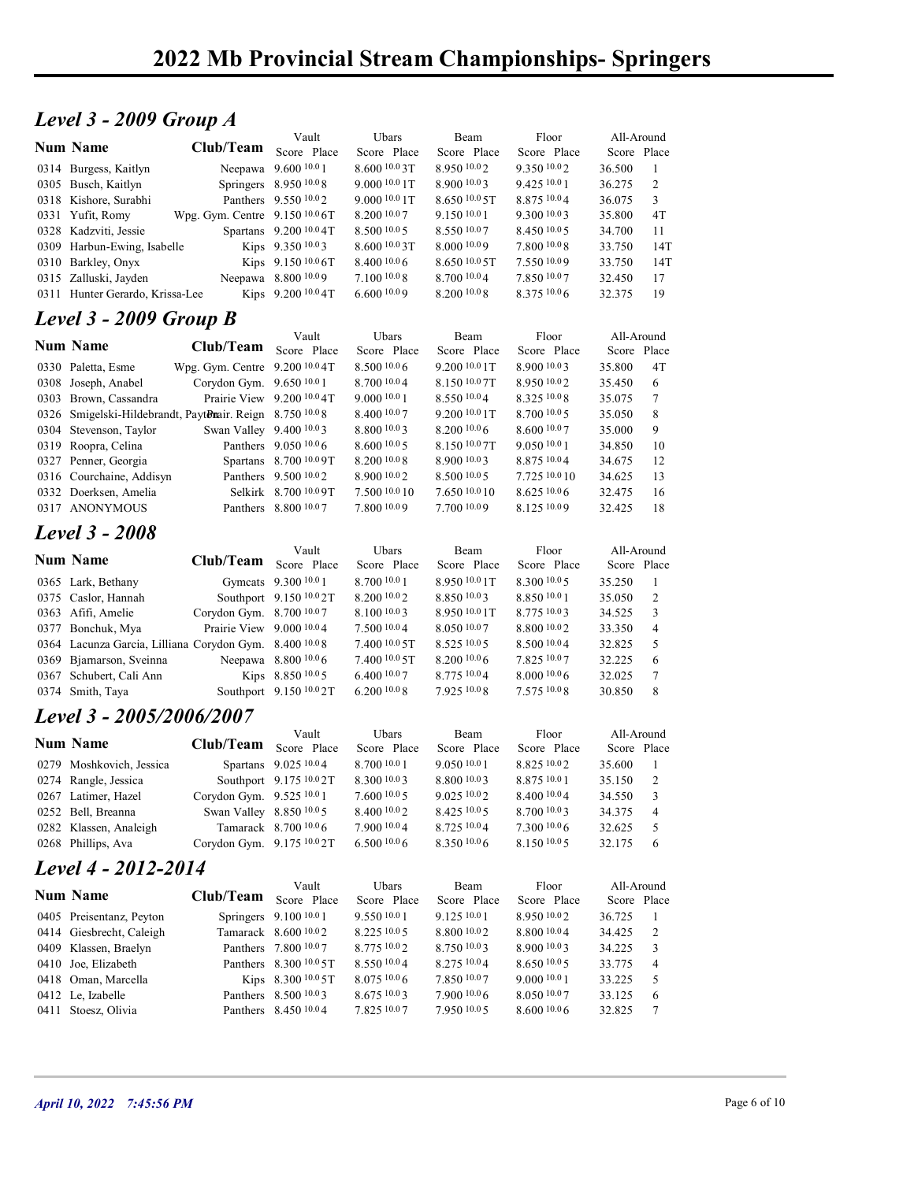# 2022 Mb Provincial Stream Championships- Springers

## Level 3 - 2009 Group A

| Num | Name | Club/Team | Vault Score | Vault Place | Ubars Score | Ubars Place | Beam Score | Beam Place | Floor Score | Floor Place | All-Around Score | All-Around Place |
|---|---|---|---|---|---|---|---|---|---|---|---|---|
| 0314 | Burgess, Kaitlyn | Neepawa | 9.600 [10.0] | 1 | 8.600 [10.0] | 3T | 8.950 [10.0] | 2 | 9.350 [10.0] | 2 | 36.500 | 1 |
| 0305 | Busch, Kaitlyn | Springers | 8.950 [10.0] | 8 | 9.000 [10.0] | 1T | 8.900 [10.0] | 3 | 9.425 [10.0] | 1 | 36.275 | 2 |
| 0318 | Kishore, Surabhi | Panthers | 9.550 [10.0] | 2 | 9.000 [10.0] | 1T | 8.650 [10.0] | 5T | 8.875 [10.0] | 4 | 36.075 | 3 |
| 0331 | Yufit, Romy | Wpg. Gym. Centre | 9.150 [10.0] | 6T | 8.200 [10.0] | 7 | 9.150 [10.0] | 1 | 9.300 [10.0] | 3 | 35.800 | 4T |
| 0328 | Kadzviti, Jessie | Spartans | 9.200 [10.0] | 4T | 8.500 [10.0] | 5 | 8.550 [10.0] | 7 | 8.450 [10.0] | 5 | 34.700 | 11 |
| 0309 | Harbun-Ewing, Isabelle | Kips | 9.350 [10.0] | 3 | 8.600 [10.0] | 3T | 8.000 [10.0] | 9 | 7.800 [10.0] | 8 | 33.750 | 14T |
| 0310 | Barkley, Onyx | Kips | 9.150 [10.0] | 6T | 8.400 [10.0] | 6 | 8.650 [10.0] | 5T | 7.550 [10.0] | 9 | 33.750 | 14T |
| 0315 | Zalluski, Jayden | Neepawa | 8.800 [10.0] | 9 | 7.100 [10.0] | 8 | 8.700 [10.0] | 4 | 7.850 [10.0] | 7 | 32.450 | 17 |
| 0311 | Hunter Gerardo, Krissa-Lee | Kips | 9.200 [10.0] | 4T | 6.600 [10.0] | 9 | 8.200 [10.0] | 8 | 8.375 [10.0] | 6 | 32.375 | 19 |

## Level 3 - 2009 Group B

| Num | Name | Club/Team | Vault Score | Vault Place | Ubars Score | Ubars Place | Beam Score | Beam Place | Floor Score | Floor Place | All-Around Score | All-Around Place |
|---|---|---|---|---|---|---|---|---|---|---|---|---|
| 0330 | Paletta, Esme | Wpg. Gym. Centre | 9.200 [10.0] | 4T | 8.500 [10.0] | 6 | 9.200 [10.0] | 1T | 8.900 [10.0] | 3 | 35.800 | 4T |
| 0308 | Joseph, Anabel | Corydon Gym. | 9.650 [10.0] | 1 | 8.700 [10.0] | 4 | 8.150 [10.0] | 7T | 8.950 [10.0] | 2 | 35.450 | 6 |
| 0303 | Brown, Cassandra | Prairie View | 9.200 [10.0] | 4T | 9.000 [10.0] | 1 | 8.550 [10.0] | 4 | 8.325 [10.0] | 8 | 35.075 | 7 |
| 0326 | Smigelski-Hildebrandt, Payton | Prair. Reign | 8.750 [10.0] | 8 | 8.400 [10.0] | 7 | 9.200 [10.0] | 1T | 8.700 [10.0] | 5 | 35.050 | 8 |
| 0304 | Stevenson, Taylor | Swan Valley | 9.400 [10.0] | 3 | 8.800 [10.0] | 3 | 8.200 [10.0] | 6 | 8.600 [10.0] | 7 | 35.000 | 9 |
| 0319 | Roopra, Celina | Panthers | 9.050 [10.0] | 6 | 8.600 [10.0] | 5 | 8.150 [10.0] | 7T | 9.050 [10.0] | 1 | 34.850 | 10 |
| 0327 | Penner, Georgia | Spartans | 8.700 [10.0] | 9T | 8.200 [10.0] | 8 | 8.900 [10.0] | 3 | 8.875 [10.0] | 4 | 34.675 | 12 |
| 0316 | Courchaine, Addisyn | Panthers | 9.500 [10.0] | 2 | 8.900 [10.0] | 2 | 8.500 [10.0] | 5 | 7.725 [10.0] | 10 | 34.625 | 13 |
| 0332 | Doerksen, Amelia | Selkirk | 8.700 [10.0] | 9T | 7.500 [10.0] | 10 | 7.650 [10.0] | 10 | 8.625 [10.0] | 6 | 32.475 | 16 |
| 0317 | ANONYMOUS | Panthers | 8.800 [10.0] | 7 | 7.800 [10.0] | 9 | 7.700 [10.0] | 9 | 8.125 [10.0] | 9 | 32.425 | 18 |

## Level 3 - 2008

| Num | Name | Club/Team | Vault Score | Vault Place | Ubars Score | Ubars Place | Beam Score | Beam Place | Floor Score | Floor Place | All-Around Score | All-Around Place |
|---|---|---|---|---|---|---|---|---|---|---|---|---|
| 0365 | Lark, Bethany | Gymcats | 9.300 [10.0] | 1 | 8.700 [10.0] | 1 | 8.950 [10.0] | 1T | 8.300 [10.0] | 5 | 35.250 | 1 |
| 0375 | Caslor, Hannah | Southport | 9.150 [10.0] | 2T | 8.200 [10.0] | 2 | 8.850 [10.0] | 3 | 8.850 [10.0] | 1 | 35.050 | 2 |
| 0363 | Afifi, Amelie | Corydon Gym. | 8.700 [10.0] | 7 | 8.100 [10.0] | 3 | 8.950 [10.0] | 1T | 8.775 [10.0] | 3 | 34.525 | 3 |
| 0377 | Bonchuk, Mya | Prairie View | 9.000 [10.0] | 4 | 7.500 [10.0] | 4 | 8.050 [10.0] | 7 | 8.800 [10.0] | 2 | 33.350 | 4 |
| 0364 | Lacunza Garcia, Lilliana | Corydon Gym. | 8.400 [10.0] | 8 | 7.400 [10.0] | 5T | 8.525 [10.0] | 5 | 8.500 [10.0] | 4 | 32.825 | 5 |
| 0369 | Bjarnarson, Sveinna | Neepawa | 8.800 [10.0] | 6 | 7.400 [10.0] | 5T | 8.200 [10.0] | 6 | 7.825 [10.0] | 7 | 32.225 | 6 |
| 0367 | Schubert, Cali Ann | Kips | 8.850 [10.0] | 5 | 6.400 [10.0] | 7 | 8.775 [10.0] | 4 | 8.000 [10.0] | 6 | 32.025 | 7 |
| 0374 | Smith, Taya | Southport | 9.150 [10.0] | 2T | 6.200 [10.0] | 8 | 7.925 [10.0] | 8 | 7.575 [10.0] | 8 | 30.850 | 8 |

## Level 3 - 2005/2006/2007

| Num | Name | Club/Team | Vault Score | Vault Place | Ubars Score | Ubars Place | Beam Score | Beam Place | Floor Score | Floor Place | All-Around Score | All-Around Place |
|---|---|---|---|---|---|---|---|---|---|---|---|---|
| 0279 | Moshkovich, Jessica | Spartans | 9.025 [10.0] | 4 | 8.700 [10.0] | 1 | 9.050 [10.0] | 1 | 8.825 [10.0] | 2 | 35.600 | 1 |
| 0274 | Rangle, Jessica | Southport | 9.175 [10.0] | 2T | 8.300 [10.0] | 3 | 8.800 [10.0] | 3 | 8.875 [10.0] | 1 | 35.150 | 2 |
| 0267 | Latimer, Hazel | Corydon Gym. | 9.525 [10.0] | 1 | 7.600 [10.0] | 5 | 9.025 [10.0] | 2 | 8.400 [10.0] | 4 | 34.550 | 3 |
| 0252 | Bell, Breanna | Swan Valley | 8.850 [10.0] | 5 | 8.400 [10.0] | 2 | 8.425 [10.0] | 5 | 8.700 [10.0] | 3 | 34.375 | 4 |
| 0282 | Klassen, Analeigh | Tamarack | 8.700 [10.0] | 6 | 7.900 [10.0] | 4 | 8.725 [10.0] | 4 | 7.300 [10.0] | 6 | 32.625 | 5 |
| 0268 | Phillips, Ava | Corydon Gym. | 9.175 [10.0] | 2T | 6.500 [10.0] | 6 | 8.350 [10.0] | 6 | 8.150 [10.0] | 5 | 32.175 | 6 |

## Level 4 - 2012-2014

| Num | Name | Club/Team | Vault Score | Vault Place | Ubars Score | Ubars Place | Beam Score | Beam Place | Floor Score | Floor Place | All-Around Score | All-Around Place |
|---|---|---|---|---|---|---|---|---|---|---|---|---|
| 0405 | Preisentanz, Peyton | Springers | 9.100 [10.0] | 1 | 9.550 [10.0] | 1 | 9.125 [10.0] | 1 | 8.950 [10.0] | 2 | 36.725 | 1 |
| 0414 | Giesbrecht, Caleigh | Tamarack | 8.600 [10.0] | 2 | 8.225 [10.0] | 5 | 8.800 [10.0] | 2 | 8.800 [10.0] | 4 | 34.425 | 2 |
| 0409 | Klassen, Braelyn | Panthers | 7.800 [10.0] | 7 | 8.775 [10.0] | 2 | 8.750 [10.0] | 3 | 8.900 [10.0] | 3 | 34.225 | 3 |
| 0410 | Joe, Elizabeth | Panthers | 8.300 [10.0] | 5T | 8.550 [10.0] | 4 | 8.275 [10.0] | 4 | 8.650 [10.0] | 5 | 33.775 | 4 |
| 0418 | Oman, Marcella | Kips | 8.300 [10.0] | 5T | 8.075 [10.0] | 6 | 7.850 [10.0] | 7 | 9.000 [10.0] | 1 | 33.225 | 5 |
| 0412 | Le, Izabelle | Panthers | 8.500 [10.0] | 3 | 8.675 [10.0] | 3 | 7.900 [10.0] | 6 | 8.050 [10.0] | 7 | 33.125 | 6 |
| 0411 | Stoesz, Olivia | Panthers | 8.450 [10.0] | 4 | 7.825 [10.0] | 7 | 7.950 [10.0] | 5 | 8.600 [10.0] | 6 | 32.825 | 7 |

*April 10, 2022 7:45:56 PM*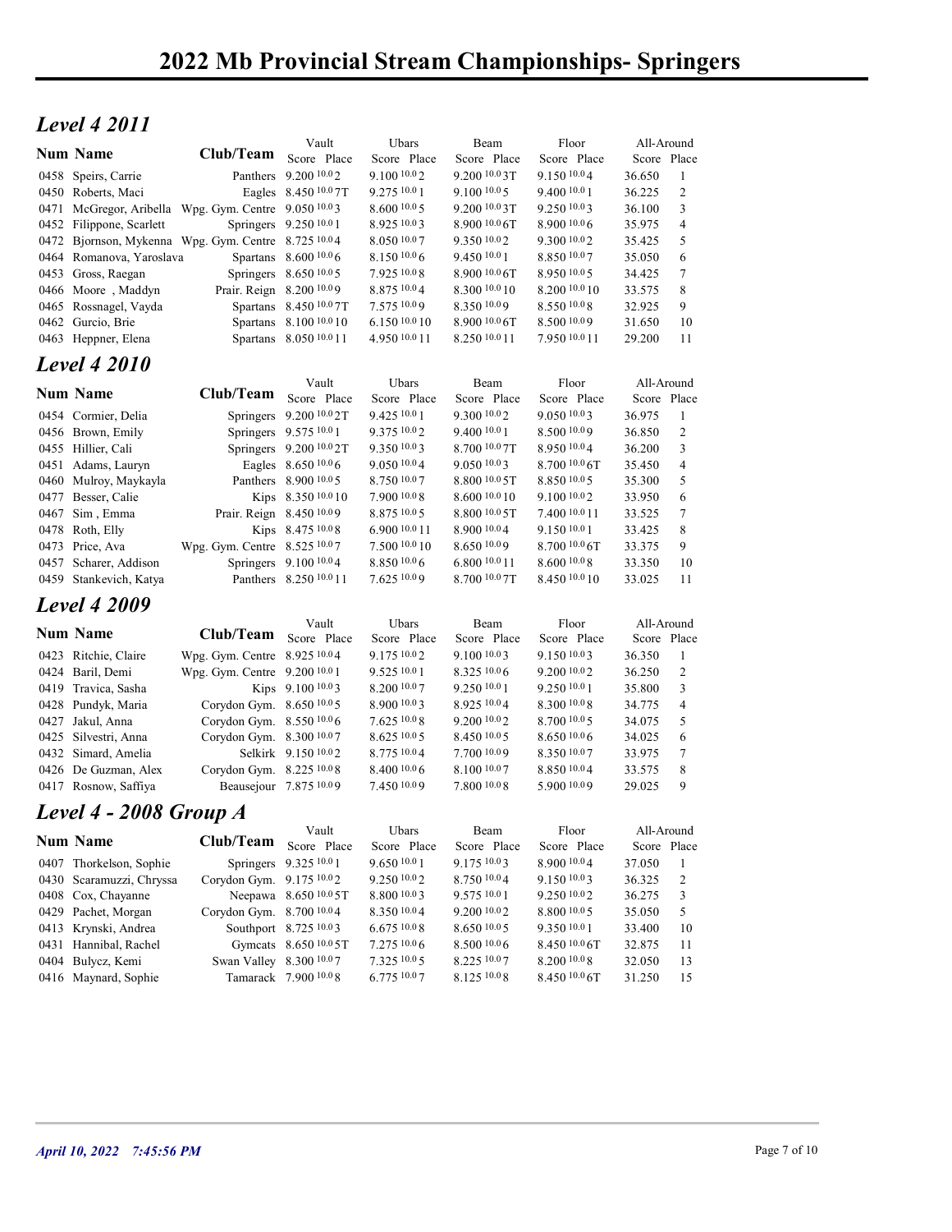# 2022 Mb Provincial Stream Championships- Springers

## *Level 4 2011*

| Num | Name | Club/Team | Vault Score | Vault Place | Ubars Score | Ubars Place | Beam Score | Beam Place | Floor Score | Floor Place | All-Around Score | All-Around Place |
|---|---|---|---|---|---|---|---|---|---|---|---|---|
| 0458 | Speirs, Carrie | Panthers | 9.200 10.0 | 2 | 9.100 10.0 | 2 | 9.200 10.0 | 3T | 9.150 10.0 | 4 | 36.650 | 1 |
| 0450 | Roberts, Maci | Eagles | 8.450 10.0 | 7T | 9.275 10.0 | 1 | 9.100 10.0 | 5 | 9.400 10.0 | 1 | 36.225 | 2 |
| 0471 | McGregor, Aribella | Wpg. Gym. Centre | 9.050 10.0 | 3 | 8.600 10.0 | 5 | 9.200 10.0 | 3T | 9.250 10.0 | 3 | 36.100 | 3 |
| 0452 | Filippone, Scarlett | Springers | 9.250 10.0 | 1 | 8.925 10.0 | 3 | 8.900 10.0 | 6T | 8.900 10.0 | 6 | 35.975 | 4 |
| 0472 | Bjornson, Mykenna | Wpg. Gym. Centre | 8.725 10.0 | 4 | 8.050 10.0 | 7 | 9.350 10.0 | 2 | 9.300 10.0 | 2 | 35.425 | 5 |
| 0464 | Romanova, Yaroslava | Spartans | 8.600 10.0 | 6 | 8.150 10.0 | 6 | 9.450 10.0 | 1 | 8.850 10.0 | 7 | 35.050 | 6 |
| 0453 | Gross, Raegan | Springers | 8.650 10.0 | 5 | 7.925 10.0 | 8 | 8.900 10.0 | 6T | 8.950 10.0 | 5 | 34.425 | 7 |
| 0466 | Moore , Maddyn | Prair. Reign | 8.200 10.0 | 9 | 8.875 10.0 | 4 | 8.300 10.0 | 10 | 8.200 10.0 | 10 | 33.575 | 8 |
| 0465 | Rossnagel, Vayda | Spartans | 8.450 10.0 | 7T | 7.575 10.0 | 9 | 8.350 10.0 | 9 | 8.550 10.0 | 8 | 32.925 | 9 |
| 0462 | Gurcio, Brie | Spartans | 8.100 10.0 | 10 | 6.150 10.0 | 10 | 8.900 10.0 | 6T | 8.500 10.0 | 9 | 31.650 | 10 |
| 0463 | Heppner, Elena | Spartans | 8.050 10.0 | 11 | 4.950 10.0 | 11 | 8.250 10.0 | 11 | 7.950 10.0 | 11 | 29.200 | 11 |

## *Level 4 2010*

| Num | Name | Club/Team | Vault Score | Vault Place | Ubars Score | Ubars Place | Beam Score | Beam Place | Floor Score | Floor Place | All-Around Score | All-Around Place |
|---|---|---|---|---|---|---|---|---|---|---|---|---|
| 0454 | Cormier, Delia | Springers | 9.200 10.0 | 2T | 9.425 10.0 | 1 | 9.300 10.0 | 2 | 9.050 10.0 | 3 | 36.975 | 1 |
| 0456 | Brown, Emily | Springers | 9.575 10.0 | 1 | 9.375 10.0 | 2 | 9.400 10.0 | 1 | 8.500 10.0 | 9 | 36.850 | 2 |
| 0455 | Hillier, Cali | Springers | 9.200 10.0 | 2T | 9.350 10.0 | 3 | 8.700 10.0 | 7T | 8.950 10.0 | 4 | 36.200 | 3 |
| 0451 | Adams, Lauryn | Eagles | 8.650 10.0 | 6 | 9.050 10.0 | 4 | 9.050 10.0 | 3 | 8.700 10.0 | 6T | 35.450 | 4 |
| 0460 | Mulroy, Maykayla | Panthers | 8.900 10.0 | 5 | 8.750 10.0 | 7 | 8.800 10.0 | 5T | 8.850 10.0 | 5 | 35.300 | 5 |
| 0477 | Besser, Calie | Kips | 8.350 10.0 | 10 | 7.900 10.0 | 8 | 8.600 10.0 | 10 | 9.100 10.0 | 2 | 33.950 | 6 |
| 0467 | Sim , Emma | Prair. Reign | 8.450 10.0 | 9 | 8.875 10.0 | 5 | 8.800 10.0 | 5T | 7.400 10.0 | 11 | 33.525 | 7 |
| 0478 | Roth, Elly | Kips | 8.475 10.0 | 8 | 6.900 10.0 | 11 | 8.900 10.0 | 4 | 9.150 10.0 | 1 | 33.425 | 8 |
| 0473 | Price, Ava | Wpg. Gym. Centre | 8.525 10.0 | 7 | 7.500 10.0 | 10 | 8.650 10.0 | 9 | 8.700 10.0 | 6T | 33.375 | 9 |
| 0457 | Scharer, Addison | Springers | 9.100 10.0 | 4 | 8.850 10.0 | 6 | 6.800 10.0 | 11 | 8.600 10.0 | 8 | 33.350 | 10 |
| 0459 | Stankevich, Katya | Panthers | 8.250 10.0 | 11 | 7.625 10.0 | 9 | 8.700 10.0 | 7T | 8.450 10.0 | 10 | 33.025 | 11 |

## *Level 4 2009*

| Num | Name | Club/Team | Vault Score | Vault Place | Ubars Score | Ubars Place | Beam Score | Beam Place | Floor Score | Floor Place | All-Around Score | All-Around Place |
|---|---|---|---|---|---|---|---|---|---|---|---|---|
| 0423 | Ritchie, Claire | Wpg. Gym. Centre | 8.925 10.0 | 4 | 9.175 10.0 | 2 | 9.100 10.0 | 3 | 9.150 10.0 | 3 | 36.350 | 1 |
| 0424 | Baril, Demi | Wpg. Gym. Centre | 9.200 10.0 | 1 | 9.525 10.0 | 1 | 8.325 10.0 | 6 | 9.200 10.0 | 2 | 36.250 | 2 |
| 0419 | Travica, Sasha | Kips | 9.100 10.0 | 3 | 8.200 10.0 | 7 | 9.250 10.0 | 1 | 9.250 10.0 | 1 | 35.800 | 3 |
| 0428 | Pundyk, Maria | Corydon Gym. | 8.650 10.0 | 5 | 8.900 10.0 | 3 | 8.925 10.0 | 4 | 8.300 10.0 | 8 | 34.775 | 4 |
| 0427 | Jakul, Anna | Corydon Gym. | 8.550 10.0 | 6 | 7.625 10.0 | 8 | 9.200 10.0 | 2 | 8.700 10.0 | 5 | 34.075 | 5 |
| 0425 | Silvestri, Anna | Corydon Gym. | 8.300 10.0 | 7 | 8.625 10.0 | 5 | 8.450 10.0 | 5 | 8.650 10.0 | 6 | 34.025 | 6 |
| 0432 | Simard, Amelia | Selkirk | 9.150 10.0 | 2 | 8.775 10.0 | 4 | 7.700 10.0 | 9 | 8.350 10.0 | 7 | 33.975 | 7 |
| 0426 | De Guzman, Alex | Corydon Gym. | 8.225 10.0 | 8 | 8.400 10.0 | 6 | 8.100 10.0 | 7 | 8.850 10.0 | 4 | 33.575 | 8 |
| 0417 | Rosnow, Saffiya | Beausejour | 7.875 10.0 | 9 | 7.450 10.0 | 9 | 7.800 10.0 | 8 | 5.900 10.0 | 9 | 29.025 | 9 |

## *Level 4 - 2008 Group A*

| Num | Name | Club/Team | Vault Score | Vault Place | Ubars Score | Ubars Place | Beam Score | Beam Place | Floor Score | Floor Place | All-Around Score | All-Around Place |
|---|---|---|---|---|---|---|---|---|---|---|---|---|
| 0407 | Thorkelson, Sophie | Springers | 9.325 10.0 | 1 | 9.650 10.0 | 1 | 9.175 10.0 | 3 | 8.900 10.0 | 4 | 37.050 | 1 |
| 0430 | Scaramuzzi, Chryssa | Corydon Gym. | 9.175 10.0 | 2 | 9.250 10.0 | 2 | 8.750 10.0 | 4 | 9.150 10.0 | 3 | 36.325 | 2 |
| 0408 | Cox, Chayanne | Neepawa | 8.650 10.0 | 5T | 8.800 10.0 | 3 | 9.575 10.0 | 1 | 9.250 10.0 | 2 | 36.275 | 3 |
| 0429 | Pachet, Morgan | Corydon Gym. | 8.700 10.0 | 4 | 8.350 10.0 | 4 | 9.200 10.0 | 2 | 8.800 10.0 | 5 | 35.050 | 5 |
| 0413 | Krynski, Andrea | Southport | 8.725 10.0 | 3 | 6.675 10.0 | 8 | 8.650 10.0 | 5 | 9.350 10.0 | 1 | 33.400 | 10 |
| 0431 | Hannibal, Rachel | Gymcats | 8.650 10.0 | 5T | 7.275 10.0 | 6 | 8.500 10.0 | 6 | 8.450 10.0 | 6T | 32.875 | 11 |
| 0404 | Bulycz, Kemi | Swan Valley | 8.300 10.0 | 7 | 7.325 10.0 | 5 | 8.225 10.0 | 7 | 8.200 10.0 | 8 | 32.050 | 13 |
| 0416 | Maynard, Sophie | Tamarack | 7.900 10.0 | 8 | 6.775 10.0 | 7 | 8.125 10.0 | 8 | 8.450 10.0 | 6T | 31.250 | 15 |

*April 10, 2022 7:45:56 PM*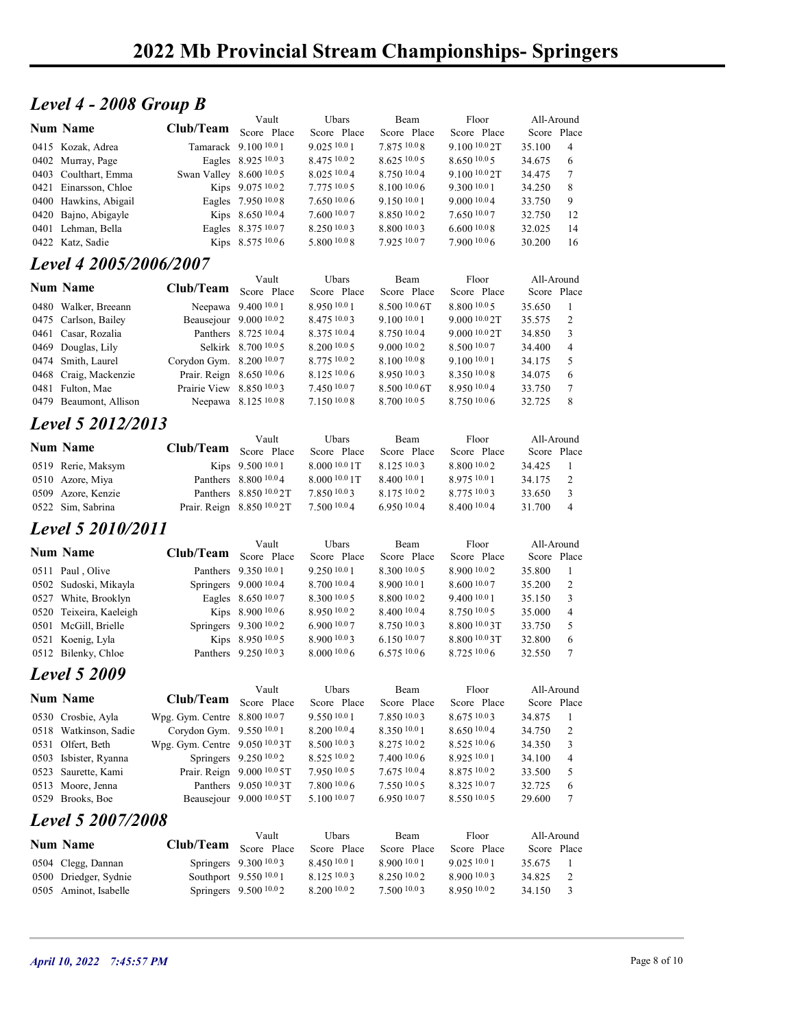# 2022 Mb Provincial Stream Championships- Springers

## *Level 4 - 2008 Group B*

| Num | Name | Club/Team | Vault Score | Vault Place | Ubars Score | Ubars Place | Beam Score | Beam Place | Floor Score | Floor Place | All-Around Score | All-Around Place |
|---|---|---|---|---|---|---|---|---|---|---|---|---|
| 0415 | Kozak, Adrea | Tamarack | 9.100 10.0 | 1 | 9.025 10.0 | 1 | 7.875 10.0 | 8 | 9.100 10.0 | 2T | 35.100 | 4 |
| 0402 | Murray, Page | Eagles | 8.925 10.0 | 3 | 8.475 10.0 | 2 | 8.625 10.0 | 5 | 8.650 10.0 | 5 | 34.675 | 6 |
| 0403 | Coulthart, Emma | Swan Valley | 8.600 10.0 | 5 | 8.025 10.0 | 4 | 8.750 10.0 | 4 | 9.100 10.0 | 2T | 34.475 | 7 |
| 0421 | Einarsson, Chloe | Kips | 9.075 10.0 | 2 | 7.775 10.0 | 5 | 8.100 10.0 | 6 | 9.300 10.0 | 1 | 34.250 | 8 |
| 0400 | Hawkins, Abigail | Eagles | 7.950 10.0 | 8 | 7.650 10.0 | 6 | 9.150 10.0 | 1 | 9.000 10.0 | 4 | 33.750 | 9 |
| 0420 | Bajno, Abigayle | Kips | 8.650 10.0 | 4 | 7.600 10.0 | 7 | 8.850 10.0 | 2 | 7.650 10.0 | 7 | 32.750 | 12 |
| 0401 | Lehman, Bella | Eagles | 8.375 10.0 | 7 | 8.250 10.0 | 3 | 8.800 10.0 | 3 | 6.600 10.0 | 8 | 32.025 | 14 |
| 0422 | Katz, Sadie | Kips | 8.575 10.0 | 6 | 5.800 10.0 | 8 | 7.925 10.0 | 7 | 7.900 10.0 | 6 | 30.200 | 16 |

## *Level 4 2005/2006/2007*

| Num | Name | Club/Team | Vault Score | Vault Place | Ubars Score | Ubars Place | Beam Score | Beam Place | Floor Score | Floor Place | All-Around Score | All-Around Place |
|---|---|---|---|---|---|---|---|---|---|---|---|---|
| 0480 | Walker, Breeann | Neepawa | 9.400 10.0 | 1 | 8.950 10.0 | 1 | 8.500 10.0 | 6T | 8.800 10.0 | 5 | 35.650 | 1 |
| 0475 | Carlson, Bailey | Beausejour | 9.000 10.0 | 2 | 8.475 10.0 | 3 | 9.100 10.0 | 1 | 9.000 10.0 | 2T | 35.575 | 2 |
| 0461 | Casar, Rozalia | Panthers | 8.725 10.0 | 4 | 8.375 10.0 | 4 | 8.750 10.0 | 4 | 9.000 10.0 | 2T | 34.850 | 3 |
| 0469 | Douglas, Lily | Selkirk | 8.700 10.0 | 5 | 8.200 10.0 | 5 | 9.000 10.0 | 2 | 8.500 10.0 | 7 | 34.400 | 4 |
| 0474 | Smith, Laurel | Corydon Gym. | 8.200 10.0 | 7 | 8.775 10.0 | 2 | 8.100 10.0 | 8 | 9.100 10.0 | 1 | 34.175 | 5 |
| 0468 | Craig, Mackenzie | Prair. Reign | 8.650 10.0 | 6 | 8.125 10.0 | 6 | 8.950 10.0 | 3 | 8.350 10.0 | 8 | 34.075 | 6 |
| 0481 | Fulton, Mae | Prairie View | 8.850 10.0 | 3 | 7.450 10.0 | 7 | 8.500 10.0 | 6T | 8.950 10.0 | 4 | 33.750 | 7 |
| 0479 | Beaumont, Allison | Neepawa | 8.125 10.0 | 8 | 7.150 10.0 | 8 | 8.700 10.0 | 5 | 8.750 10.0 | 6 | 32.725 | 8 |

## *Level 5 2012/2013*

| Num | Name | Club/Team | Vault Score | Vault Place | Ubars Score | Ubars Place | Beam Score | Beam Place | Floor Score | Floor Place | All-Around Score | All-Around Place |
|---|---|---|---|---|---|---|---|---|---|---|---|---|
| 0519 | Rerie, Maksym | Kips | 9.500 10.0 | 1 | 8.000 10.0 | 1T | 8.125 10.0 | 3 | 8.800 10.0 | 2 | 34.425 | 1 |
| 0510 | Azore, Miya | Panthers | 8.800 10.0 | 4 | 8.000 10.0 | 1T | 8.400 10.0 | 1 | 8.975 10.0 | 1 | 34.175 | 2 |
| 0509 | Azore, Kenzie | Panthers | 8.850 10.0 | 2T | 7.850 10.0 | 3 | 8.175 10.0 | 2 | 8.775 10.0 | 3 | 33.650 | 3 |
| 0522 | Sim, Sabrina | Prair. Reign | 8.850 10.0 | 2T | 7.500 10.0 | 4 | 6.950 10.0 | 4 | 8.400 10.0 | 4 | 31.700 | 4 |

## *Level 5 2010/2011*

| Num | Name | Club/Team | Vault Score | Vault Place | Ubars Score | Ubars Place | Beam Score | Beam Place | Floor Score | Floor Place | All-Around Score | All-Around Place |
|---|---|---|---|---|---|---|---|---|---|---|---|---|
| 0511 | Paul , Olive | Panthers | 9.350 10.0 | 1 | 9.250 10.0 | 1 | 8.300 10.0 | 5 | 8.900 10.0 | 2 | 35.800 | 1 |
| 0502 | Sudoski, Mikayla | Springers | 9.000 10.0 | 4 | 8.700 10.0 | 4 | 8.900 10.0 | 1 | 8.600 10.0 | 7 | 35.200 | 2 |
| 0527 | White, Brooklyn | Eagles | 8.650 10.0 | 7 | 8.300 10.0 | 5 | 8.800 10.0 | 2 | 9.400 10.0 | 1 | 35.150 | 3 |
| 0520 | Teixeira, Kaeleigh | Kips | 8.900 10.0 | 6 | 8.950 10.0 | 2 | 8.400 10.0 | 4 | 8.750 10.0 | 5 | 35.000 | 4 |
| 0501 | McGill, Brielle | Springers | 9.300 10.0 | 2 | 6.900 10.0 | 7 | 8.750 10.0 | 3 | 8.800 10.0 | 3T | 33.750 | 5 |
| 0521 | Koenig, Lyla | Kips | 8.950 10.0 | 5 | 8.900 10.0 | 3 | 6.150 10.0 | 7 | 8.800 10.0 | 3T | 32.800 | 6 |
| 0512 | Bilenky, Chloe | Panthers | 9.250 10.0 | 3 | 8.000 10.0 | 6 | 6.575 10.0 | 6 | 8.725 10.0 | 6 | 32.550 | 7 |

## *Level 5 2009*

| Num | Name | Club/Team | Vault Score | Vault Place | Ubars Score | Ubars Place | Beam Score | Beam Place | Floor Score | Floor Place | All-Around Score | All-Around Place |
|---|---|---|---|---|---|---|---|---|---|---|---|---|
| 0530 | Crosbie, Ayla | Wpg. Gym. Centre | 8.800 10.0 | 7 | 9.550 10.0 | 1 | 7.850 10.0 | 3 | 8.675 10.0 | 3 | 34.875 | 1 |
| 0518 | Watkinson, Sadie | Corydon Gym. | 9.550 10.0 | 1 | 8.200 10.0 | 4 | 8.350 10.0 | 1 | 8.650 10.0 | 4 | 34.750 | 2 |
| 0531 | Olfert, Beth | Wpg. Gym. Centre | 9.050 10.0 | 3T | 8.500 10.0 | 3 | 8.275 10.0 | 2 | 8.525 10.0 | 6 | 34.350 | 3 |
| 0503 | Isbister, Ryanna | Springers | 9.250 10.0 | 2 | 8.525 10.0 | 2 | 7.400 10.0 | 6 | 8.925 10.0 | 1 | 34.100 | 4 |
| 0523 | Saurette, Kami | Prair. Reign | 9.000 10.0 | 5T | 7.950 10.0 | 5 | 7.675 10.0 | 4 | 8.875 10.0 | 2 | 33.500 | 5 |
| 0513 | Moore, Jenna | Panthers | 9.050 10.0 | 3T | 7.800 10.0 | 6 | 7.550 10.0 | 5 | 8.325 10.0 | 7 | 32.725 | 6 |
| 0529 | Brooks, Boe | Beausejour | 9.000 10.0 | 5T | 5.100 10.0 | 7 | 6.950 10.0 | 7 | 8.550 10.0 | 5 | 29.600 | 7 |

## *Level 5 2007/2008*

| Num | Name | Club/Team | Vault Score | Vault Place | Ubars Score | Ubars Place | Beam Score | Beam Place | Floor Score | Floor Place | All-Around Score | All-Around Place |
|---|---|---|---|---|---|---|---|---|---|---|---|---|
| 0504 | Clegg, Dannan | Springers | 9.300 10.0 | 3 | 8.450 10.0 | 1 | 8.900 10.0 | 1 | 9.025 10.0 | 1 | 35.675 | 1 |
| 0500 | Driedger, Sydnie | Southport | 9.550 10.0 | 1 | 8.125 10.0 | 3 | 8.250 10.0 | 2 | 8.900 10.0 | 3 | 34.825 | 2 |
| 0505 | Aminot, Isabelle | Springers | 9.500 10.0 | 2 | 8.200 10.0 | 2 | 7.500 10.0 | 3 | 8.950 10.0 | 2 | 34.150 | 3 |

*April 10, 2022 7:45:57 PM*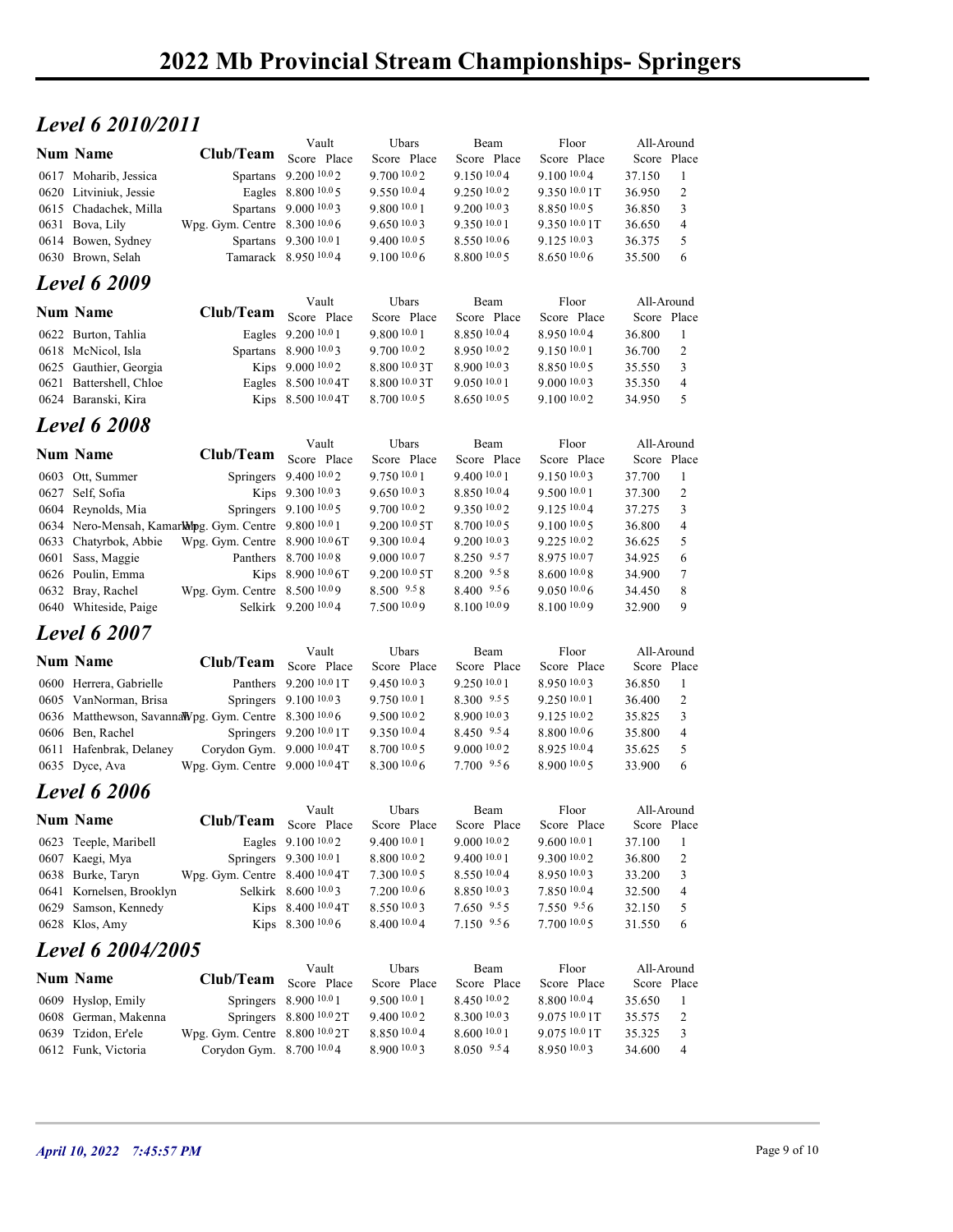# 2022 Mb Provincial Stream Championships- Springers

## *Level 6 2010/2011*

| Num | Name | Club/Team | Vault Score | Vault Place | Ubars Score | Ubars Place | Beam Score | Beam Place | Floor Score | Floor Place | All-Around Score | All-Around Place |
|---|---|---|---|---|---|---|---|---|---|---|---|---|
| 0617 | Moharib, Jessica | Spartans | 9.200 10.0 | 2 | 9.700 10.0 | 2 | 9.150 10.0 | 4 | 9.100 10.0 | 4 | 37.150 | 1 |
| 0620 | Litviniuk, Jessie | Eagles | 8.800 10.0 | 5 | 9.550 10.0 | 4 | 9.250 10.0 | 2 | 9.350 10.0 | 1T | 36.950 | 2 |
| 0615 | Chadachek, Milla | Spartans | 9.000 10.0 | 3 | 9.800 10.0 | 1 | 9.200 10.0 | 3 | 8.850 10.0 | 5 | 36.850 | 3 |
| 0631 | Bova, Lily | Wpg. Gym. Centre | 8.300 10.0 | 6 | 9.650 10.0 | 3 | 9.350 10.0 | 1 | 9.350 10.0 | 1T | 36.650 | 4 |
| 0614 | Bowen, Sydney | Spartans | 9.300 10.0 | 1 | 9.400 10.0 | 5 | 8.550 10.0 | 6 | 9.125 10.0 | 3 | 36.375 | 5 |
| 0630 | Brown, Selah | Tamarack | 8.950 10.0 | 4 | 9.100 10.0 | 6 | 8.800 10.0 | 5 | 8.650 10.0 | 6 | 35.500 | 6 |

## *Level 6 2009*

| Num | Name | Club/Team | Vault Score | Vault Place | Ubars Score | Ubars Place | Beam Score | Beam Place | Floor Score | Floor Place | All-Around Score | All-Around Place |
|---|---|---|---|---|---|---|---|---|---|---|---|---|
| 0622 | Burton, Tahlia | Eagles | 9.200 10.0 | 1 | 9.800 10.0 | 1 | 8.850 10.0 | 4 | 8.950 10.0 | 4 | 36.800 | 1 |
| 0618 | McNicol, Isla | Spartans | 8.900 10.0 | 3 | 9.700 10.0 | 2 | 8.950 10.0 | 2 | 9.150 10.0 | 1 | 36.700 | 2 |
| 0625 | Gauthier, Georgia | Kips | 9.000 10.0 | 2 | 8.800 10.0 | 3T | 8.900 10.0 | 3 | 8.850 10.0 | 5 | 35.550 | 3 |
| 0621 | Battershell, Chloe | Eagles | 8.500 10.0 | 4T | 8.800 10.0 | 3T | 9.050 10.0 | 1 | 9.000 10.0 | 3 | 35.350 | 4 |
| 0624 | Baranski, Kira | Kips | 8.500 10.0 | 4T | 8.700 10.0 | 5 | 8.650 10.0 | 5 | 9.100 10.0 | 2 | 34.950 | 5 |

## *Level 6 2008*

| Num | Name | Club/Team | Vault Score | Vault Place | Ubars Score | Ubars Place | Beam Score | Beam Place | Floor Score | Floor Place | All-Around Score | All-Around Place |
|---|---|---|---|---|---|---|---|---|---|---|---|---|
| 0603 | Ott, Summer | Springers | 9.400 10.0 | 2 | 9.750 10.0 | 1 | 9.400 10.0 | 1 | 9.150 10.0 | 3 | 37.700 | 1 |
| 0627 | Self, Sofia | Kips | 9.300 10.0 | 3 | 9.650 10.0 | 3 | 8.850 10.0 | 4 | 9.500 10.0 | 1 | 37.300 | 2 |
| 0604 | Reynolds, Mia | Springers | 9.100 10.0 | 5 | 9.700 10.0 | 2 | 9.350 10.0 | 2 | 9.125 10.0 | 4 | 37.275 | 3 |
| 0634 | Nero-Mensah, Kamari | Wpg. Gym. Centre | 9.800 10.0 | 1 | 9.200 10.0 | 5T | 8.700 10.0 | 5 | 9.100 10.0 | 5 | 36.800 | 4 |
| 0633 | Chatyrbok, Abbie | Wpg. Gym. Centre | 8.900 10.0 | 6T | 9.300 10.0 | 4 | 9.200 10.0 | 3 | 9.225 10.0 | 2 | 36.625 | 5 |
| 0601 | Sass, Maggie | Panthers | 8.700 10.0 | 8 | 9.000 10.0 | 7 | 8.250 9.5 | 7 | 8.975 10.0 | 7 | 34.925 | 6 |
| 0626 | Poulin, Emma | Kips | 8.900 10.0 | 6T | 9.200 10.0 | 5T | 8.200 9.5 | 8 | 8.600 10.0 | 8 | 34.900 | 7 |
| 0632 | Bray, Rachel | Wpg. Gym. Centre | 8.500 10.0 | 9 | 8.500 9.5 | 8 | 8.400 9.5 | 6 | 9.050 10.0 | 6 | 34.450 | 8 |
| 0640 | Whiteside, Paige | Selkirk | 9.200 10.0 | 4 | 7.500 10.0 | 9 | 8.100 10.0 | 9 | 8.100 10.0 | 9 | 32.900 | 9 |

## *Level 6 2007*

| Num | Name | Club/Team | Vault Score | Vault Place | Ubars Score | Ubars Place | Beam Score | Beam Place | Floor Score | Floor Place | All-Around Score | All-Around Place |
|---|---|---|---|---|---|---|---|---|---|---|---|---|
| 0600 | Herrera, Gabrielle | Panthers | 9.200 10.0 | 1T | 9.450 10.0 | 3 | 9.250 10.0 | 1 | 8.950 10.0 | 3 | 36.850 | 1 |
| 0605 | VanNorman, Brisa | Springers | 9.100 10.0 | 3 | 9.750 10.0 | 1 | 8.300 9.5 | 5 | 9.250 10.0 | 1 | 36.400 | 2 |
| 0636 | Matthewson, Savanna | Wpg. Gym. Centre | 8.300 10.0 | 6 | 9.500 10.0 | 2 | 8.900 10.0 | 3 | 9.125 10.0 | 2 | 35.825 | 3 |
| 0606 | Ben, Rachel | Springers | 9.200 10.0 | 1T | 9.350 10.0 | 4 | 8.450 9.5 | 4 | 8.800 10.0 | 6 | 35.800 | 4 |
| 0611 | Hafenbrak, Delaney | Corydon Gym. | 9.000 10.0 | 4T | 8.700 10.0 | 5 | 9.000 10.0 | 2 | 8.925 10.0 | 4 | 35.625 | 5 |
| 0635 | Dyce, Ava | Wpg. Gym. Centre | 9.000 10.0 | 4T | 8.300 10.0 | 6 | 7.700 9.5 | 6 | 8.900 10.0 | 5 | 33.900 | 6 |

## *Level 6 2006*

| Num | Name | Club/Team | Vault Score | Vault Place | Ubars Score | Ubars Place | Beam Score | Beam Place | Floor Score | Floor Place | All-Around Score | All-Around Place |
|---|---|---|---|---|---|---|---|---|---|---|---|---|
| 0623 | Teeple, Maribell | Eagles | 9.100 10.0 | 2 | 9.400 10.0 | 1 | 9.000 10.0 | 2 | 9.600 10.0 | 1 | 37.100 | 1 |
| 0607 | Kaegi, Mya | Springers | 9.300 10.0 | 1 | 8.800 10.0 | 2 | 9.400 10.0 | 1 | 9.300 10.0 | 2 | 36.800 | 2 |
| 0638 | Burke, Taryn | Wpg. Gym. Centre | 8.400 10.0 | 4T | 7.300 10.0 | 5 | 8.550 10.0 | 4 | 8.950 10.0 | 3 | 33.200 | 3 |
| 0641 | Kornelsen, Brooklyn | Selkirk | 8.600 10.0 | 3 | 7.200 10.0 | 6 | 8.850 10.0 | 3 | 7.850 10.0 | 4 | 32.500 | 4 |
| 0629 | Samson, Kennedy | Kips | 8.400 10.0 | 4T | 8.550 10.0 | 3 | 7.650 9.5 | 5 | 7.550 9.5 | 6 | 32.150 | 5 |
| 0628 | Klos, Amy | Kips | 8.300 10.0 | 6 | 8.400 10.0 | 4 | 7.150 9.5 | 6 | 7.700 10.0 | 5 | 31.550 | 6 |

## *Level 6 2004/2005*

| Num | Name | Club/Team | Vault Score | Vault Place | Ubars Score | Ubars Place | Beam Score | Beam Place | Floor Score | Floor Place | All-Around Score | All-Around Place |
|---|---|---|---|---|---|---|---|---|---|---|---|---|
| 0609 | Hyslop, Emily | Springers | 8.900 10.0 | 1 | 9.500 10.0 | 1 | 8.450 10.0 | 2 | 8.800 10.0 | 4 | 35.650 | 1 |
| 0608 | German, Makenna | Springers | 8.800 10.0 | 2T | 9.400 10.0 | 2 | 8.300 10.0 | 3 | 9.075 10.0 | 1T | 35.575 | 2 |
| 0639 | Tzidon, Er'ele | Wpg. Gym. Centre | 8.800 10.0 | 2T | 8.850 10.0 | 4 | 8.600 10.0 | 1 | 9.075 10.0 | 1T | 35.325 | 3 |
| 0612 | Funk, Victoria | Corydon Gym. | 8.700 10.0 | 4 | 8.900 10.0 | 3 | 8.050 9.5 | 4 | 8.950 10.0 | 3 | 34.600 | 4 |

*April 10, 2022 7:45:57 PM*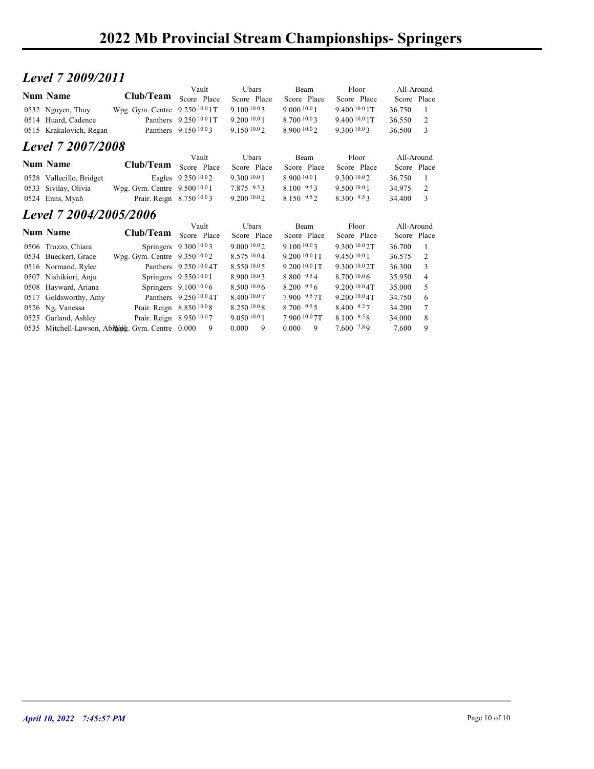# 2022 Mb Provincial Stream Championships- Springers

## *Level 7 2009/2011*

| Num | Name | Club/Team | Vault Score | Vault Place | Ubars Score | Ubars Place | Beam Score | Beam Place | Floor Score | Floor Place | All-Around Score | All-Around Place |
|---|---|---|---|---|---|---|---|---|---|---|---|---|
| 0532 | Nguyen, Thuy | Wpg. Gym. Centre | 9.250 10.0 | 1T | 9.100 10.0 | 3 | 9.000 10.0 | 1 | 9.400 10.0 | 1T | 36.750 | 1 |
| 0514 | Huard, Cadence | Panthers | 9.250 10.0 | 1T | 9.200 10.0 | 1 | 8.700 10.0 | 3 | 9.400 10.0 | 1T | 36.550 | 2 |
| 0515 | Krakalovich, Regan | Panthers | 9.150 10.0 | 3 | 9.150 10.0 | 2 | 8.900 10.0 | 2 | 9.300 10.0 | 3 | 36.500 | 3 |

## *Level 7 2007/2008*

| Num | Name | Club/Team | Vault Score | Vault Place | Ubars Score | Ubars Place | Beam Score | Beam Place | Floor Score | Floor Place | All-Around Score | All-Around Place |
|---|---|---|---|---|---|---|---|---|---|---|---|---|
| 0528 | Vallecillo, Bridget | Eagles | 9.250 10.0 | 2 | 9.300 10.0 | 1 | 8.900 10.0 | 1 | 9.300 10.0 | 2 | 36.750 | 1 |
| 0533 | Sivilay, Olivia | Wpg. Gym. Centre | 9.500 10.0 | 1 | 7.875 9.5 | 3 | 8.100 9.5 | 3 | 9.500 10.0 | 1 | 34.975 | 2 |
| 0524 | Enns, Myah | Prair. Reign | 8.750 10.0 | 3 | 9.200 10.0 | 2 | 8.150 9.5 | 2 | 8.300 9.5 | 3 | 34.400 | 3 |

## *Level 7 2004/2005/2006*

| Num | Name | Club/Team | Vault Score | Vault Place | Ubars Score | Ubars Place | Beam Score | Beam Place | Floor Score | Floor Place | All-Around Score | All-Around Place |
|---|---|---|---|---|---|---|---|---|---|---|---|---|
| 0506 | Trozzo, Chiara | Springers | 9.300 10.0 | 3 | 9.000 10.0 | 2 | 9.100 10.0 | 3 | 9.300 10.0 | 2T | 36.700 | 1 |
| 0534 | Bueckert, Grace | Wpg. Gym. Centre | 9.350 10.0 | 2 | 8.575 10.0 | 4 | 9.200 10.0 | 1T | 9.450 10.0 | 1 | 36.575 | 2 |
| 0516 | Normand, Rylee | Panthers | 9.250 10.0 | 4T | 8.550 10.0 | 5 | 9.200 10.0 | 1T | 9.300 10.0 | 2T | 36.300 | 3 |
| 0507 | Nishikiori, Anju | Springers | 9.550 10.0 | 1 | 8.900 10.0 | 3 | 8.800 9.5 | 4 | 8.700 10.0 | 6 | 35.950 | 4 |
| 0508 | Hayward, Ariana | Springers | 9.100 10.0 | 6 | 8.500 10.0 | 6 | 8.200 9.5 | 6 | 9.200 10.0 | 4T | 35.000 | 5 |
| 0517 | Goldsworthy, Amy | Panthers | 9.250 10.0 | 4T | 8.400 10.0 | 7 | 7.900 9.5 | 7T | 9.200 10.0 | 4T | 34.750 | 6 |
| 0526 | Ng, Vanessa | Prair. Reign | 8.850 10.0 | 8 | 8.250 10.0 | 8 | 8.700 9.5 | 5 | 8.400 9.2 | 7 | 34.200 | 7 |
| 0525 | Garland, Ashley | Prair. Reign | 8.950 10.0 | 7 | 9.050 10.0 | 1 | 7.900 10.0 | 7T | 8.100 9.5 | 8 | 34.000 | 8 |
| 0535 | Mitchell-Lawson, Abigail | Wpg. Gym. Centre | 0.000 | 9 | 0.000 | 9 | 0.000 | 9 | 7.600 7.8 | 9 | 7.600 | 9 |

*April 10, 2022 7:45:57 PM*